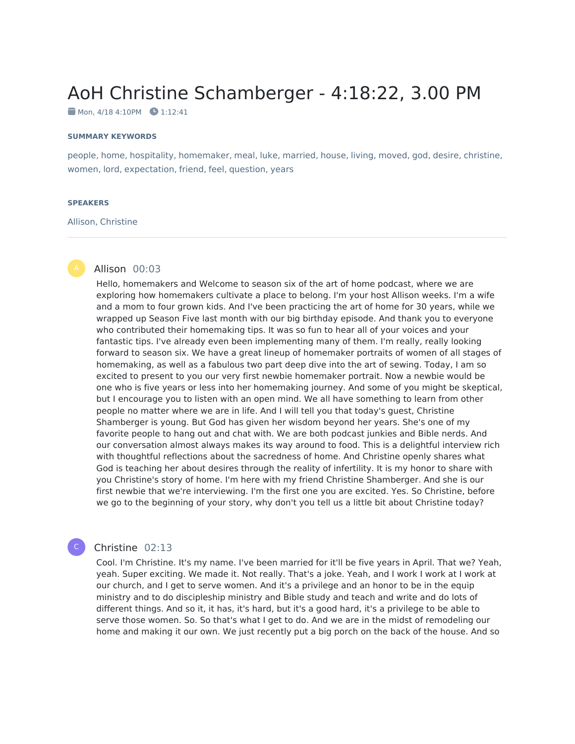# AoH Christine Schamberger - 4:18:22, 3.00 PM

Mon, 4/18 4:10PM 1:12:41

### SUMMARY KEYWORDS

people, home, hospitality, homemaker, meal, luke, married, house, living, moved, god, desire, christine, women, lord, expectation, friend, feel, question, years

### SPEAKERS

Allison, Christine

---

**Allison** 00:03

Hello, homemakers and Welcome to season six of the art of home podcast, where we are exploring how homemakers cultivate a place to belong. I'm your host Allison weeks. I'm a wife and a mom to four grown kids. And I've been practicing the art of home for 30 years, while we wrapped up Season Five last month with our big birthday episode. And thank you to everyone who contributed their homemaking tips. It was so fun to hear all of your voices and your fantastic tips. I've already even been implementing many of them. I'm really, really looking forward to season six. We have a great lineup of homemaker portraits of women of all stages of homemaking, as well as a fabulous two part deep dive into the art of sewing. Today, I am so excited to present to you our very first newbie homemaker portrait. Now a newbie would be one who is five years or less into her homemaking journey. And some of you might be skeptical, but I encourage you to listen with an open mind. We all have something to learn from other people no matter where we are in life. And I will tell you that today's guest, Christine Shamberger is young. But God has given her wisdom beyond her years. She's one of my favorite people to hang out and chat with. We are both podcast junkies and Bible nerds. And our conversation almost always makes its way around to food. This is a delightful interview rich with thoughtful reflections about the sacredness of home. And Christine openly shares what God is teaching her about desires through the reality of infertility. It is my honor to share with you Christine's story of home. I'm here with my friend Christine Shamberger. And she is our first newbie that we're interviewing. I'm the first one you are excited. Yes. So Christine, before we go to the beginning of your story, why don't you tell us a little bit about Christine today?

**Christine** 02:13

Cool. I'm Christine. It's my name. I've been married for it'll be five years in April. That we? Yeah, yeah. Super exciting. We made it. Not really. That's a joke. Yeah, and I work I work at our church, and I get to serve women. And it's a privilege and an honor to be in the equip ministry and to do discipleship ministry and Bible study and teach and write and do lots of different things. And so it, it has, it's hard, but it's a good hard, it's a privilege to be able to serve those women. So. So that's what I get to do. And we are in the midst of remodeling our home and making it our own. We just recently put a big porch on the back of the house. And so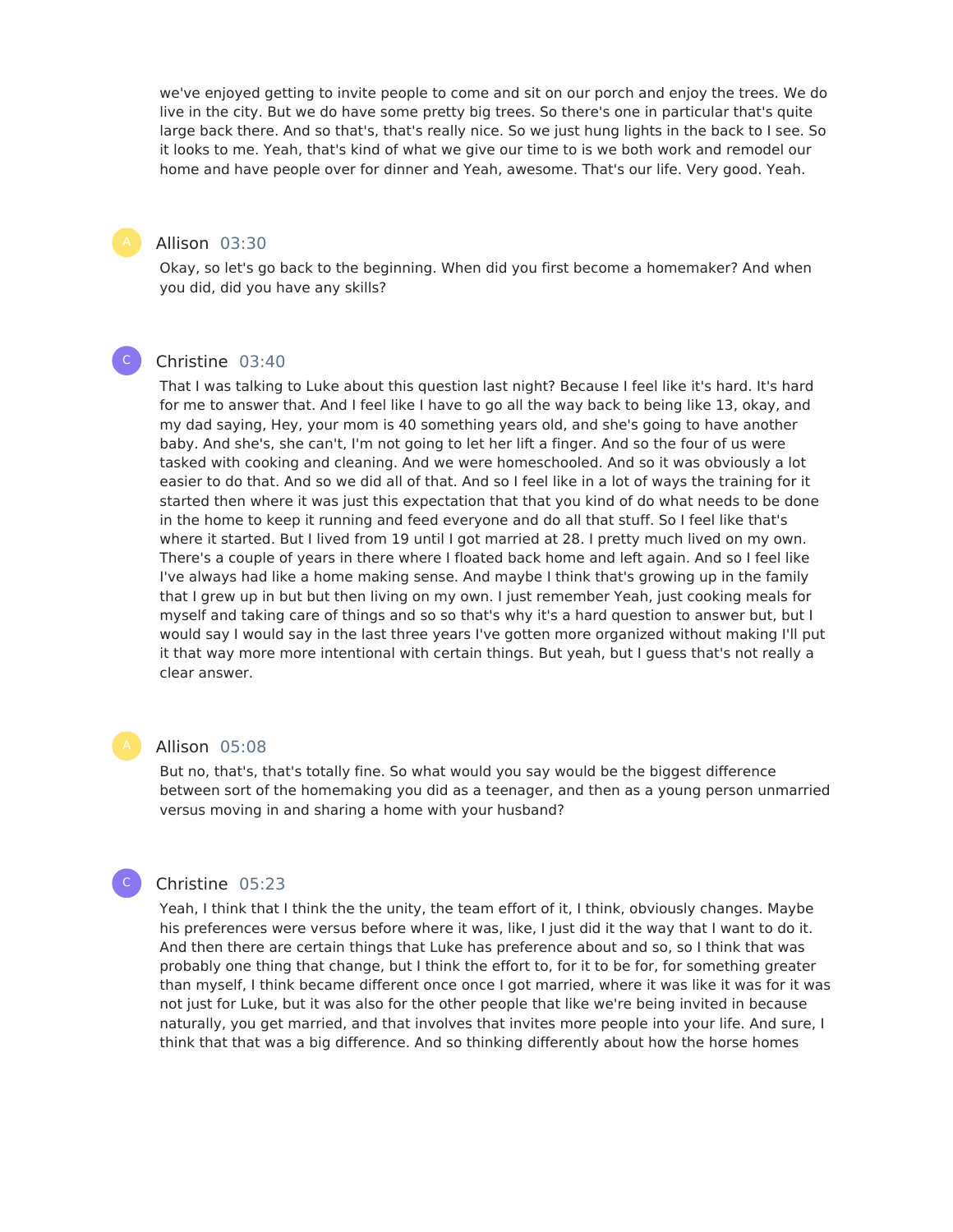we've enjoyed getting to invite people to come and sit on our porch and enjoy the trees. We do live in the city. But we do have some pretty big trees. So there's one in particular that's quite large back there. And so that's, that's really nice. So we just hung lights in the back to I see. So it looks to me. Yeah, that's kind of what we give our time to is we both work and remodel our home and have people over for dinner and Yeah, awesome. That's our life. Very good. Yeah.

**Allison** 03:30

Okay, so let's go back to the beginning. When did you first become a homemaker? And when you did, did you have any skills?

**Christine** 03:40

That I was talking to Luke about this question last night? Because I feel like it's hard. It's hard for me to answer that. And I feel like I have to go all the way back to being like 13, okay, and my dad saying, Hey, your mom is 40 something years old, and she's going to have another baby. And she's, she can't, I'm not going to let her lift a finger. And so the four of us were tasked with cooking and cleaning. And we were homeschooled. And so it was obviously a lot easier to do that. And so we did all of that. And so I feel like in a lot of ways the training for it started then where it was just this expectation that that you kind of do what needs to be done in the home to keep it running and feed everyone and do all that stuff. So I feel like that's where it started. But I lived from 19 until I got married at 28. I pretty much lived on my own. There's a couple of years in there where I floated back home and left again. And so I feel like I've always had like a home making sense. And maybe I think that's growing up in the family that I grew up in but but then living on my own. I just remember Yeah, just cooking meals for myself and taking care of things and so so that's why it's a hard question to answer but, but I would say I would say in the last three years I've gotten more organized without making I'll put it that way more more intentional with certain things. But yeah, but I guess that's not really a clear answer.

**Allison** 05:08

But no, that's, that's totally fine. So what would you say would be the biggest difference between sort of the homemaking you did as a teenager, and then as a young person unmarried versus moving in and sharing a home with your husband?

**Christine** 05:23

Yeah, I think that I think the the unity, the team effort of it, I think, obviously changes. Maybe his preferences were versus before where it was, like, I just did it the way that I want to do it. And then there are certain things that Luke has preference about and so, so I think that was probably one thing that change, but I think the effort to, for it to be for, for something greater than myself, I think became different once once I got married, where it was like it was for it was not just for Luke, but it was also for the other people that like we're being invited in because naturally, you get married, and that involves that invites more people into your life. And sure, I think that that was a big difference. And so thinking differently about how the horse homes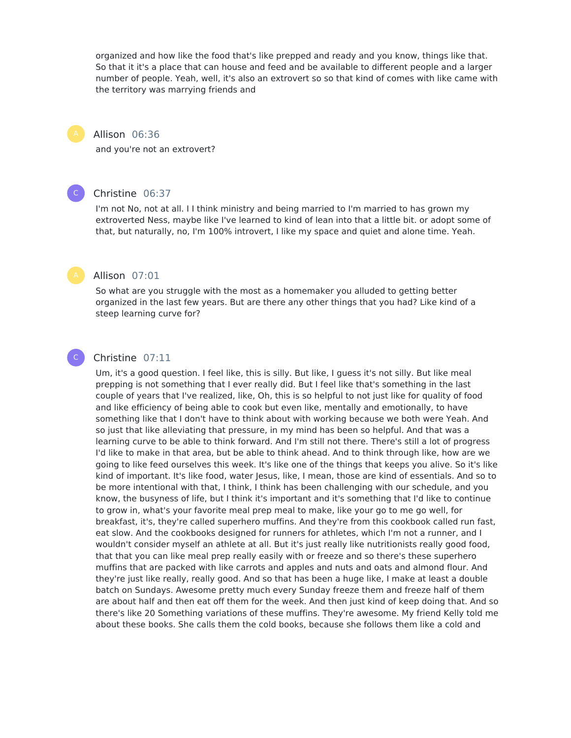organized and how like the food that's like prepped and ready and you know, things like that. So that it it's a place that can house and feed and be available to different people and a larger number of people. Yeah, well, it's also an extrovert so so that kind of comes with like came with the territory was marrying friends and

**Allison** 06:36

and you're not an extrovert?

**Christine** 06:37

I'm not No, not at all. I I think ministry and being married to I'm married to has grown my extroverted Ness, maybe like I've learned to kind of lean into that a little bit. or adopt some of that, but naturally, no, I'm 100% introvert, I like my space and quiet and alone time. Yeah.

**Allison** 07:01

So what are you struggle with the most as a homemaker you alluded to getting better organized in the last few years. But are there any other things that you had? Like kind of a steep learning curve for?

**Christine** 07:11

Um, it's a good question. I feel like, this is silly. But like, I guess it's not silly. But like meal prepping is not something that I ever really did. But I feel like that's something in the last couple of years that I've realized, like, Oh, this is so helpful to not just like for quality of food and like efficiency of being able to cook but even like, mentally and emotionally, to have something like that I don't have to think about with working because we both were Yeah. And so just that like alleviating that pressure, in my mind has been so helpful. And that was a learning curve to be able to think forward. And I'm still not there. There's still a lot of progress I'd like to make in that area, but be able to think ahead. And to think through like, how are we going to like feed ourselves this week. It's like one of the things that keeps you alive. So it's like kind of important. It's like food, water Jesus, like, I mean, those are kind of essentials. And so to be more intentional with that, I think, I think has been challenging with our schedule, and you know, the busyness of life, but I think it's important and it's something that I'd like to continue to grow in, what's your favorite meal prep meal to make, like your go to me go well, for breakfast, it's, they're called superhero muffins. And they're from this cookbook called run fast, eat slow. And the cookbooks designed for runners for athletes, which I'm not a runner, and I wouldn't consider myself an athlete at all. But it's just really like nutritionists really good food, that that you can like meal prep really easily with or freeze and so there's these superhero muffins that are packed with like carrots and apples and nuts and oats and almond flour. And they're just like really, really good. And so that has been a huge like, I make at least a double batch on Sundays. Awesome pretty much every Sunday freeze them and freeze half of them are about half and then eat off them for the week. And then just kind of keep doing that. And so there's like 20 Something variations of these muffins. They're awesome. My friend Kelly told me about these books. She calls them the cold books, because she follows them like a cold and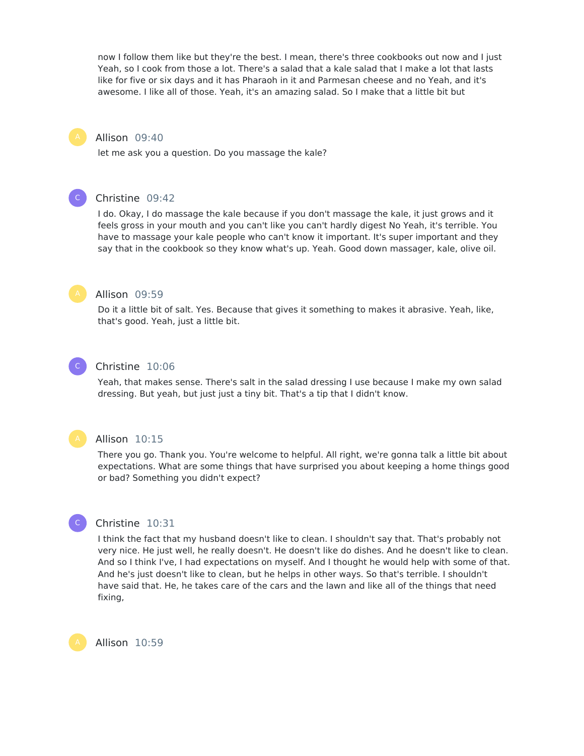now I follow them like but they're the best. I mean, there's three cookbooks out now and I just Yeah, so I cook from those a lot. There's a salad that a kale salad that I make a lot that lasts like for five or six days and it has Pharaoh in it and Parmesan cheese and no Yeah, and it's awesome. I like all of those. Yeah, it's an amazing salad. So I make that a little bit but

**Allison** 09:40

let me ask you a question. Do you massage the kale?

**Christine** 09:42

I do. Okay, I do massage the kale because if you don't massage the kale, it just grows and it feels gross in your mouth and you can't like you can't hardly digest No Yeah, it's terrible. You have to massage your kale people who can't know it important. It's super important and they say that in the cookbook so they know what's up. Yeah. Good down massager, kale, olive oil.

**Allison** 09:59

Do it a little bit of salt. Yes. Because that gives it something to makes it abrasive. Yeah, like, that's good. Yeah, just a little bit.

**Christine** 10:06

Yeah, that makes sense. There's salt in the salad dressing I use because I make my own salad dressing. But yeah, but just just a tiny bit. That's a tip that I didn't know.

**Allison** 10:15

There you go. Thank you. You're welcome to helpful. All right, we're gonna talk a little bit about expectations. What are some things that have surprised you about keeping a home things good or bad? Something you didn't expect?

**Christine** 10:31

I think the fact that my husband doesn't like to clean. I shouldn't say that. That's probably not very nice. He just well, he really doesn't. He doesn't like do dishes. And he doesn't like to clean. And so I think I've, I had expectations on myself. And I thought he would help with some of that. And he's just doesn't like to clean, but he helps in other ways. So that's terrible. I shouldn't have said that. He, he takes care of the cars and the lawn and like all of the things that need fixing,

**Allison** 10:59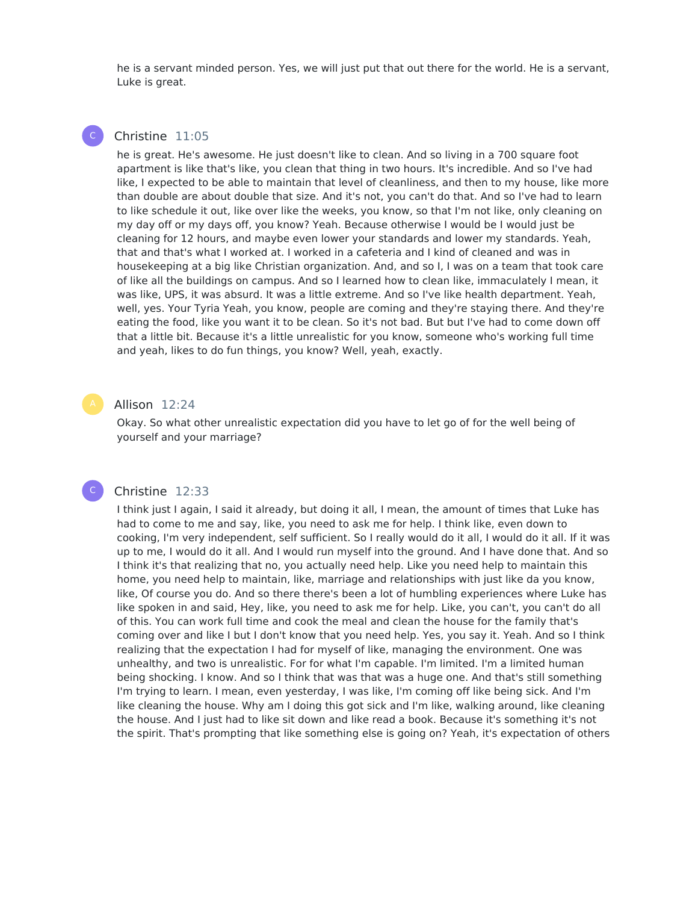he is a servant minded person. Yes, we will just put that out there for the world. He is a servant, Luke is great.

Christine 11:05

he is great. He's awesome. He just doesn't like to clean. And so living in a 700 square foot apartment is like that's like, you clean that thing in two hours. It's incredible. And so I've had like, I expected to be able to maintain that level of cleanliness, and then to my house, like more than double are about double that size. And it's not, you can't do that. And so I've had to learn to like schedule it out, like over like the weeks, you know, so that I'm not like, only cleaning on my day off or my days off, you know? Yeah. Because otherwise I would be I would just be cleaning for 12 hours, and maybe even lower your standards and lower my standards. Yeah, that and that's what I worked at. I worked in a cafeteria and I kind of cleaned and was in housekeeping at a big like Christian organization. And, and so I, I was on a team that took care of like all the buildings on campus. And so I learned how to clean like, immaculately I mean, it was like, UPS, it was absurd. It was a little extreme. And so I've like health department. Yeah, well, yes. Your Tyria Yeah, you know, people are coming and they're staying there. And they're eating the food, like you want it to be clean. So it's not bad. But but I've had to come down off that a little bit. Because it's a little unrealistic for you know, someone who's working full time and yeah, likes to do fun things, you know? Well, yeah, exactly.

Allison 12:24

Okay. So what other unrealistic expectation did you have to let go of for the well being of yourself and your marriage?

Christine 12:33

I think just I again, I said it already, but doing it all, I mean, the amount of times that Luke has had to come to me and say, like, you need to ask me for help. I think like, even down to cooking, I'm very independent, self sufficient. So I really would do it all, I would do it all. If it was up to me, I would do it all. And I would run myself into the ground. And I have done that. And so I think it's that realizing that no, you actually need help. Like you need help to maintain this home, you need help to maintain, like, marriage and relationships with just like da you know, like, Of course you do. And so there there's been a lot of humbling experiences where Luke has like spoken in and said, Hey, like, you need to ask me for help. Like, you can't, you can't do all of this. You can work full time and cook the meal and clean the house for the family that's coming over and like I but I don't know that you need help. Yes, you say it. Yeah. And so I think realizing that the expectation I had for myself of like, managing the environment. One was unhealthy, and two is unrealistic. For for what I'm capable. I'm limited. I'm a limited human being shocking. I know. And so I think that was that was a huge one. And that's still something I'm trying to learn. I mean, even yesterday, I was like, I'm coming off like being sick. And I'm like cleaning the house. Why am I doing this got sick and I'm like, walking around, like cleaning the house. And I just had to like sit down and like read a book. Because it's something it's not the spirit. That's prompting that like something else is going on? Yeah, it's expectation of others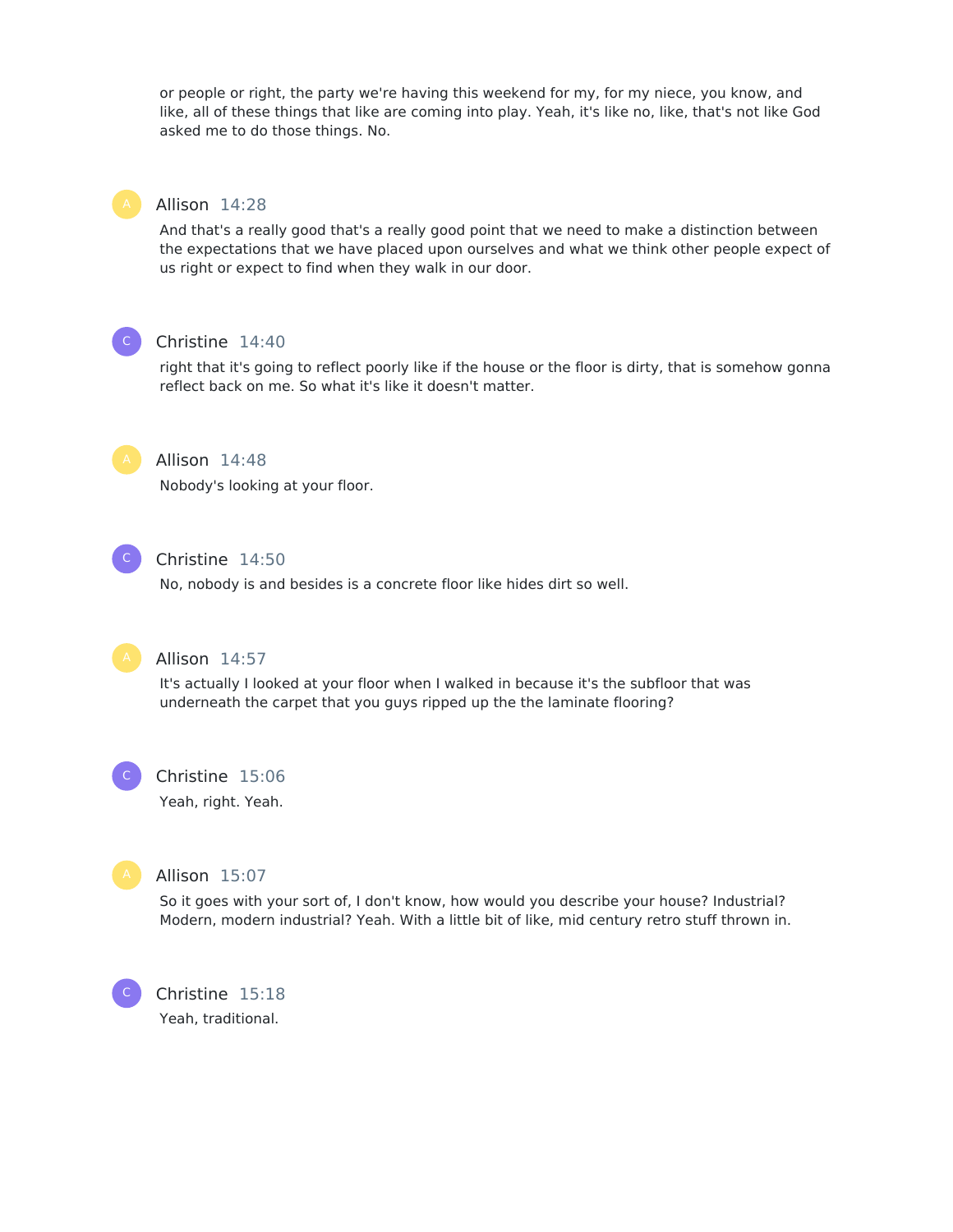or people or right, the party we're having this weekend for my, for my niece, you know, and like, all of these things that like are coming into play. Yeah, it's like no, like, that's not like God asked me to do those things. No.

**Allison** 14:28

And that's a really good that's a really good point that we need to make a distinction between the expectations that we have placed upon ourselves and what we think other people expect of us right or expect to find when they walk in our door.

**Christine** 14:40

right that it's going to reflect poorly like if the house or the floor is dirty, that is somehow gonna reflect back on me. So what it's like it doesn't matter.

**Allison** 14:48

Nobody's looking at your floor.

**Christine** 14:50

No, nobody is and besides is a concrete floor like hides dirt so well.

**Allison** 14:57

It's actually I looked at your floor when I walked in because it's the subfloor that was underneath the carpet that you guys ripped up the the laminate flooring?

**Christine** 15:06

Yeah, right. Yeah.

**Allison** 15:07

So it goes with your sort of, I don't know, how would you describe your house? Industrial? Modern, modern industrial? Yeah. With a little bit of like, mid century retro stuff thrown in.

**Christine** 15:18

Yeah, traditional.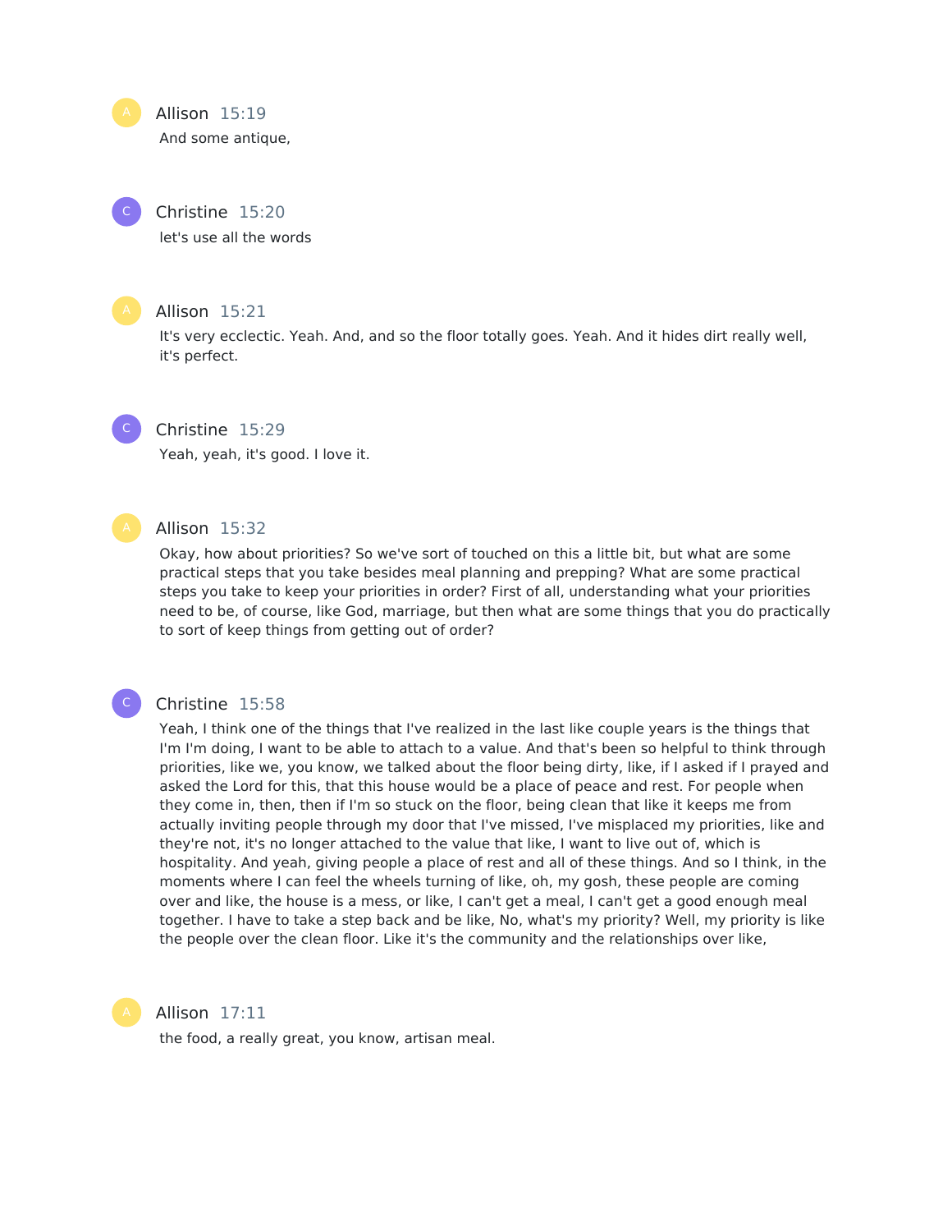**Allison** 15:19

And some antique,

**Christine** 15:20

let's use all the words

**Allison** 15:21

It's very ecclectic. Yeah. And, and so the floor totally goes. Yeah. And it hides dirt really well, it's perfect.

**Christine** 15:29

Yeah, yeah, it's good. I love it.

**Allison** 15:32

Okay, how about priorities? So we've sort of touched on this a little bit, but what are some practical steps that you take besides meal planning and prepping? What are some practical steps you take to keep your priorities in order? First of all, understanding what your priorities need to be, of course, like God, marriage, but then what are some things that you do practically to sort of keep things from getting out of order?

**Christine** 15:58

Yeah, I think one of the things that I've realized in the last like couple years is the things that I'm I'm doing, I want to be able to attach to a value. And that's been so helpful to think through priorities, like we, you know, we talked about the floor being dirty, like, if I asked if I prayed and asked the Lord for this, that this house would be a place of peace and rest. For people when they come in, then, then if I'm so stuck on the floor, being clean that like it keeps me from actually inviting people through my door that I've missed, I've misplaced my priorities, like and they're not, it's no longer attached to the value that like, I want to live out of, which is hospitality. And yeah, giving people a place of rest and all of these things. And so I think, in the moments where I can feel the wheels turning of like, oh, my gosh, these people are coming over and like, the house is a mess, or like, I can't get a meal, I can't get a good enough meal together. I have to take a step back and be like, No, what's my priority? Well, my priority is like the people over the clean floor. Like it's the community and the relationships over like,

**Allison** 17:11

the food, a really great, you know, artisan meal.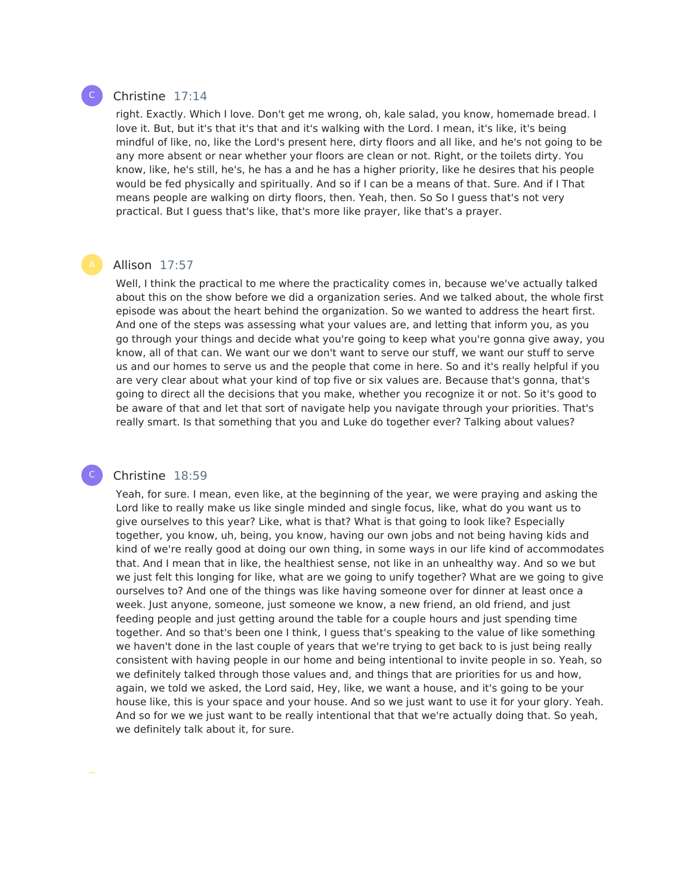**Christine** 17:14

right. Exactly. Which I love. Don't get me wrong, oh, kale salad, you know, homemade bread. I love it. But, but it's that it's that and it's walking with the Lord. I mean, it's like, it's being mindful of like, no, like the Lord's present here, dirty floors and all like, and he's not going to be any more absent or near whether your floors are clean or not. Right, or the toilets dirty. You know, like, he's still, he's, he has a and he has a higher priority, like he desires that his people would be fed physically and spiritually. And so if I can be a means of that. Sure. And if I That means people are walking on dirty floors, then. Yeah, then. So So I guess that's not very practical. But I guess that's like, that's more like prayer, like that's a prayer.

**Allison** 17:57

Well, I think the practical to me where the practicality comes in, because we've actually talked about this on the show before we did a organization series. And we talked about, the whole first episode was about the heart behind the organization. So we wanted to address the heart first. And one of the steps was assessing what your values are, and letting that inform you, as you go through your things and decide what you're going to keep what you're gonna give away, you know, all of that can. We want our we don't want to serve our stuff, we want our stuff to serve us and our homes to serve us and the people that come in here. So and it's really helpful if you are very clear about what your kind of top five or six values are. Because that's gonna, that's going to direct all the decisions that you make, whether you recognize it or not. So it's good to be aware of that and let that sort of navigate help you navigate through your priorities. That's really smart. Is that something that you and Luke do together ever? Talking about values?

**Christine** 18:59

Yeah, for sure. I mean, even like, at the beginning of the year, we were praying and asking the Lord like to really make us like single minded and single focus, like, what do you want us to give ourselves to this year? Like, what is that? What is that going to look like? Especially together, you know, uh, being, you know, having our own jobs and not being having kids and kind of we're really good at doing our own thing, in some ways in our life kind of accommodates that. And I mean that in like, the healthiest sense, not like in an unhealthy way. And so we but we just felt this longing for like, what are we going to unify together? What are we going to give ourselves to? And one of the things was like having someone over for dinner at least once a week. Just anyone, someone, just someone we know, a new friend, an old friend, and just feeding people and just getting around the table for a couple hours and just spending time together. And so that's been one I think, I guess that's speaking to the value of like something we haven't done in the last couple of years that we're trying to get back to is just being really consistent with having people in our home and being intentional to invite people in so. Yeah, so we definitely talked through those values and, and things that are priorities for us and how, again, we told we asked, the Lord said, Hey, like, we want a house, and it's going to be your house like, this is your space and your house. And so we just want to use it for your glory. Yeah. And so for we we just want to be really intentional that that we're actually doing that. So yeah, we definitely talk about it, for sure.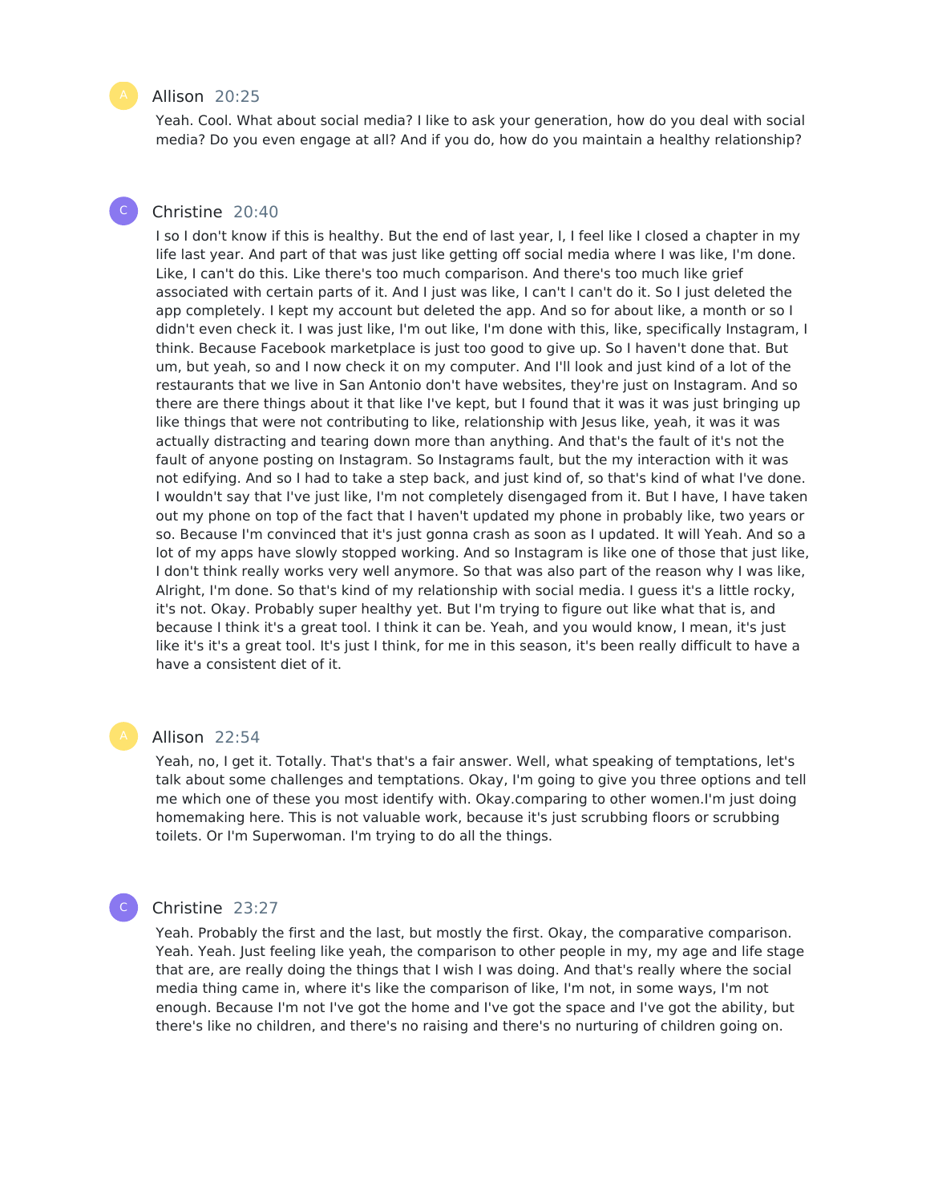**Allison** 20:25

Yeah. Cool. What about social media? I like to ask your generation, how do you deal with social media? Do you even engage at all? And if you do, how do you maintain a healthy relationship?

**Christine** 20:40

I so I don't know if this is healthy. But the end of last year, I, I feel like I closed a chapter in my life last year. And part of that was just like getting off social media where I was like, I'm done. Like, I can't do this. Like there's too much comparison. And there's too much like grief associated with certain parts of it. And I just was like, I can't I can't do it. So I just deleted the app completely. I kept my account but deleted the app. And so for about like, a month or so I didn't even check it. I was just like, I'm out like, I'm done with this, like, specifically Instagram, I think. Because Facebook marketplace is just too good to give up. So I haven't done that. But um, but yeah, so and I now check it on my computer. And I'll look and just kind of a lot of the restaurants that we live in San Antonio don't have websites, they're just on Instagram. And so there are there things about it that like I've kept, but I found that it was it was just bringing up like things that were not contributing to like, relationship with Jesus like, yeah, it was it was actually distracting and tearing down more than anything. And that's the fault of it's not the fault of anyone posting on Instagram. So Instagrams fault, but the my interaction with it was not edifying. And so I had to take a step back, and just kind of, so that's kind of what I've done. I wouldn't say that I've just like, I'm not completely disengaged from it. But I have, I have taken out my phone on top of the fact that I haven't updated my phone in probably like, two years or so. Because I'm convinced that it's just gonna crash as soon as I updated. It will Yeah. And so a lot of my apps have slowly stopped working. And so Instagram is like one of those that just like, I don't think really works very well anymore. So that was also part of the reason why I was like, Alright, I'm done. So that's kind of my relationship with social media. I guess it's a little rocky, it's not. Okay. Probably super healthy yet. But I'm trying to figure out like what that is, and because I think it's a great tool. I think it can be. Yeah, and you would know, I mean, it's just like it's it's a great tool. It's just I think, for me in this season, it's been really difficult to have a have a consistent diet of it.

**Allison** 22:54

Yeah, no, I get it. Totally. That's that's a fair answer. Well, what speaking of temptations, let's talk about some challenges and temptations. Okay, I'm going to give you three options and tell me which one of these you most identify with. Okay.comparing to other women.I'm just doing homemaking here. This is not valuable work, because it's just scrubbing floors or scrubbing toilets. Or I'm Superwoman. I'm trying to do all the things.

**Christine** 23:27

Yeah. Probably the first and the last, but mostly the first. Okay, the comparative comparison. Yeah. Yeah. Just feeling like yeah, the comparison to other people in my, my age and life stage that are, are really doing the things that I wish I was doing. And that's really where the social media thing came in, where it's like the comparison of like, I'm not, in some ways, I'm not enough. Because I'm not I've got the home and I've got the space and I've got the ability, but there's like no children, and there's no raising and there's no nurturing of children going on.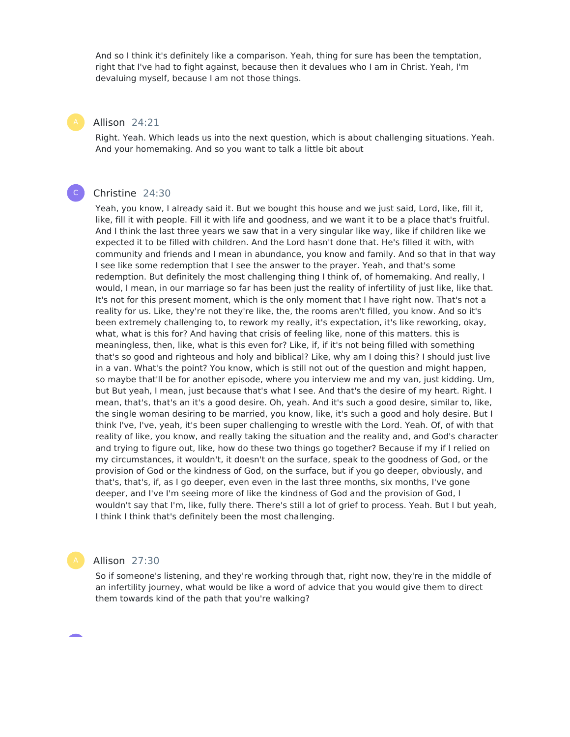And so I think it's definitely like a comparison. Yeah, thing for sure has been the temptation, right that I've had to fight against, because then it devalues who I am in Christ. Yeah, I'm devaluing myself, because I am not those things.

**Allison** 24:21

Right. Yeah. Which leads us into the next question, which is about challenging situations. Yeah. And your homemaking. And so you want to talk a little bit about

**Christine** 24:30

Yeah, you know, I already said it. But we bought this house and we just said, Lord, like, fill it, like, fill it with people. Fill it with life and goodness, and we want it to be a place that's fruitful. And I think the last three years we saw that in a very singular like way, like if children like we expected it to be filled with children. And the Lord hasn't done that. He's filled it with, with community and friends and I mean in abundance, you know and family. And so that in that way I see like some redemption that I see the answer to the prayer. Yeah, and that's some redemption. But definitely the most challenging thing I think of, of homemaking. And really, I would, I mean, in our marriage so far has been just the reality of infertility of just like, like that. It's not for this present moment, which is the only moment that I have right now. That's not a reality for us. Like, they're not they're like, the, the rooms aren't filled, you know. And so it's been extremely challenging to, to rework my really, it's expectation, it's like reworking, okay, what, what is this for? And having that crisis of feeling like, none of this matters. this is meaningless, then, like, what is this even for? Like, if, if it's not being filled with something that's so good and righteous and holy and biblical? Like, why am I doing this? I should just live in a van. What's the point? You know, which is still not out of the question and might happen, so maybe that'll be for another episode, where you interview me and my van, just kidding. Um, but But yeah, I mean, just because that's what I see. And that's the desire of my heart. Right. I mean, that's, that's an it's a good desire. Oh, yeah. And it's such a good desire, similar to, like, the single woman desiring to be married, you know, like, it's such a good and holy desire. But I think I've, I've, yeah, it's been super challenging to wrestle with the Lord. Yeah. Of, of with that reality of like, you know, and really taking the situation and the reality and, and God's character and trying to figure out, like, how do these two things go together? Because if my if I relied on my circumstances, it wouldn't, it doesn't on the surface, speak to the goodness of God, or the provision of God or the kindness of God, on the surface, but if you go deeper, obviously, and that's, that's, if, as I go deeper, even even in the last three months, six months, I've gone deeper, and I've I'm seeing more of like the kindness of God and the provision of God, I wouldn't say that I'm, like, fully there. There's still a lot of grief to process. Yeah. But I but yeah, I think I think that's definitely been the most challenging.

**Allison** 27:30

So if someone's listening, and they're working through that, right now, they're in the middle of an infertility journey, what would be like a word of advice that you would give them to direct them towards kind of the path that you're walking?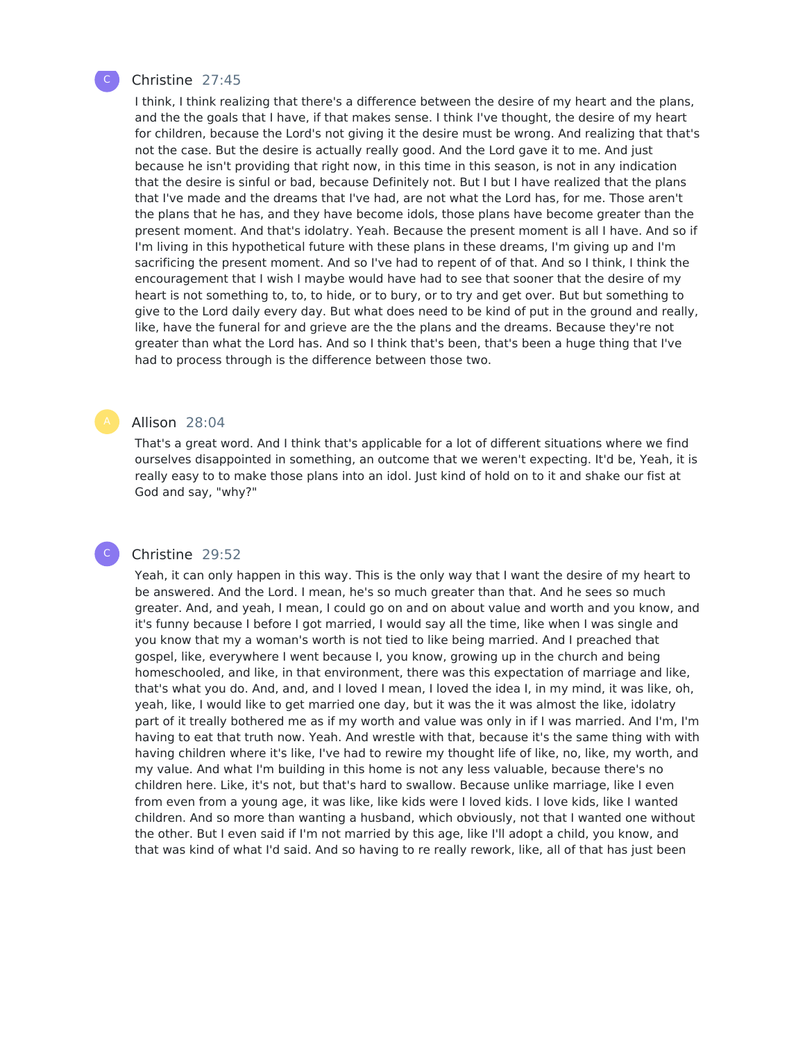C

Christine 27:45

I think, I think realizing that there's a difference between the desire of my heart and the plans, and the the goals that I have, if that makes sense. I think I've thought, the desire of my heart for children, because the Lord's not giving it the desire must be wrong. And realizing that that's not the case. But the desire is actually really good. And the Lord gave it to me. And just because he isn't providing that right now, in this time in this season, is not in any indication that the desire is sinful or bad, because Definitely not. But I but I have realized that the plans that I've made and the dreams that I've had, are not what the Lord has, for me. Those aren't the plans that he has, and they have become idols, those plans have become greater than the present moment. And that's idolatry. Yeah. Because the present moment is all I have. And so if I'm living in this hypothetical future with these plans in these dreams, I'm giving up and I'm sacrificing the present moment. And so I've had to repent of of that. And so I think, I think the encouragement that I wish I maybe would have had to see that sooner that the desire of my heart is not something to, to, to hide, or to bury, or to try and get over. But but something to give to the Lord daily every day. But what does need to be kind of put in the ground and really, like, have the funeral for and grieve are the the plans and the dreams. Because they're not greater than what the Lord has. And so I think that's been, that's been a huge thing that I've had to process through is the difference between those two.

A

Allison 28:04

That's a great word. And I think that's applicable for a lot of different situations where we find ourselves disappointed in something, an outcome that we weren't expecting. It'd be, Yeah, it is really easy to to make those plans into an idol. Just kind of hold on to it and shake our fist at God and say, "why?"

C

Christine 29:52

Yeah, it can only happen in this way. This is the only way that I want the desire of my heart to be answered. And the Lord. I mean, he's so much greater than that. And he sees so much greater. And, and yeah, I mean, I could go on and on about value and worth and you know, and it's funny because I before I got married, I would say all the time, like when I was single and you know that my a woman's worth is not tied to like being married. And I preached that gospel, like, everywhere I went because I, you know, growing up in the church and being homeschooled, and like, in that environment, there was this expectation of marriage and like, that's what you do. And, and, and I loved I mean, I loved the idea I, in my mind, it was like, oh, yeah, like, I would like to get married one day, but it was the it was almost the like, idolatry part of it treally bothered me as if my worth and value was only in if I was married. And I'm, I'm having to eat that truth now. Yeah. And wrestle with that, because it's the same thing with with having children where it's like, I've had to rewire my thought life of like, no, like, my worth, and my value. And what I'm building in this home is not any less valuable, because there's no children here. Like, it's not, but that's hard to swallow. Because unlike marriage, like I even from even from a young age, it was like, like kids were I loved kids. I love kids, like I wanted children. And so more than wanting a husband, which obviously, not that I wanted one without the other. But I even said if I'm not married by this age, like I'll adopt a child, you know, and that was kind of what I'd said. And so having to re really rework, like, all of that has just been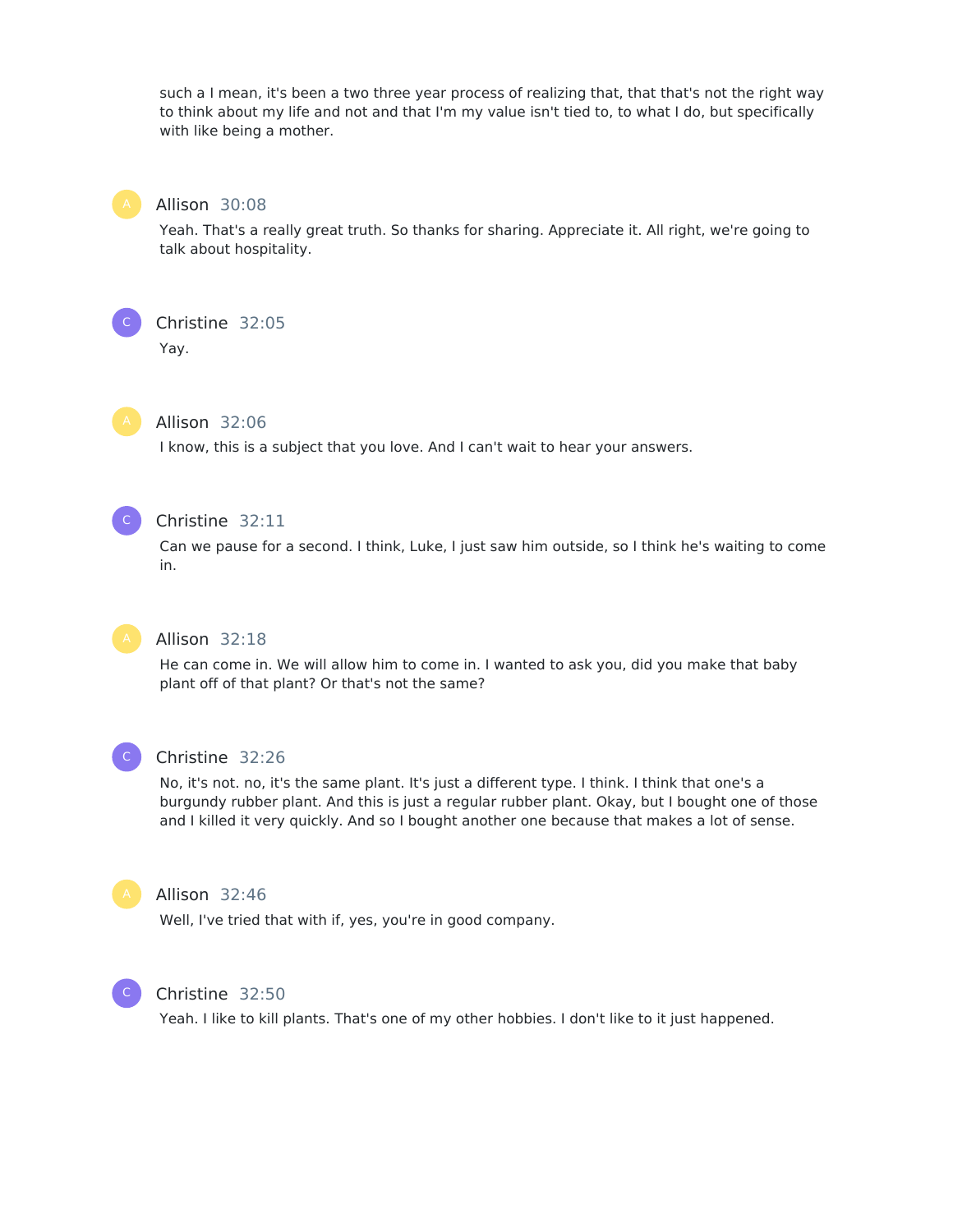such a I mean, it's been a two three year process of realizing that, that that's not the right way to think about my life and not and that I'm my value isn't tied to, to what I do, but specifically with like being a mother.

**Allison** 30:08

Yeah. That's a really great truth. So thanks for sharing. Appreciate it. All right, we're going to talk about hospitality.

**Christine** 32:05

Yay.

**Allison** 32:06

I know, this is a subject that you love. And I can't wait to hear your answers.

**Christine** 32:11

Can we pause for a second. I think, Luke, I just saw him outside, so I think he's waiting to come in.

**Allison** 32:18

He can come in. We will allow him to come in. I wanted to ask you, did you make that baby plant off of that plant? Or that's not the same?

**Christine** 32:26

No, it's not. no, it's the same plant. It's just a different type. I think. I think that one's a burgundy rubber plant. And this is just a regular rubber plant. Okay, but I bought one of those and I killed it very quickly. And so I bought another one because that makes a lot of sense.

**Allison** 32:46

Well, I've tried that with if, yes, you're in good company.

**Christine** 32:50

Yeah. I like to kill plants. That's one of my other hobbies. I don't like to it just happened.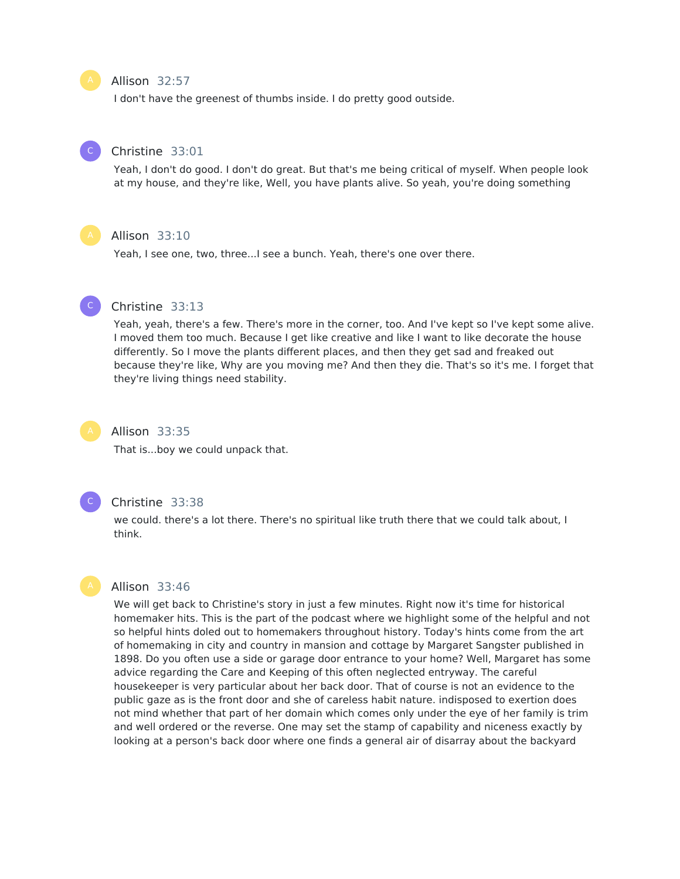Allison 32:57

I don't have the greenest of thumbs inside. I do pretty good outside.

Christine 33:01

Yeah, I don't do good. I don't do great. But that's me being critical of myself. When people look at my house, and they're like, Well, you have plants alive. So yeah, you're doing something

Allison 33:10

Yeah, I see one, two, three...I see a bunch. Yeah, there's one over there.

Christine 33:13

Yeah, yeah, there's a few. There's more in the corner, too. And I've kept so I've kept some alive. I moved them too much. Because I get like creative and like I want to like decorate the house differently. So I move the plants different places, and then they get sad and freaked out because they're like, Why are you moving me? And then they die. That's so it's me. I forget that they're living things need stability.

Allison 33:35

That is...boy we could unpack that.

Christine 33:38

we could. there's a lot there. There's no spiritual like truth there that we could talk about, I think.

Allison 33:46

We will get back to Christine's story in just a few minutes. Right now it's time for historical homemaker hits. This is the part of the podcast where we highlight some of the helpful and not so helpful hints doled out to homemakers throughout history. Today's hints come from the art of homemaking in city and country in mansion and cottage by Margaret Sangster published in 1898. Do you often use a side or garage door entrance to your home? Well, Margaret has some advice regarding the Care and Keeping of this often neglected entryway. The careful housekeeper is very particular about her back door. That of course is not an evidence to the public gaze as is the front door and she of careless habit nature. indisposed to exertion does not mind whether that part of her domain which comes only under the eye of her family is trim and well ordered or the reverse. One may set the stamp of capability and niceness exactly by looking at a person's back door where one finds a general air of disarray about the backyard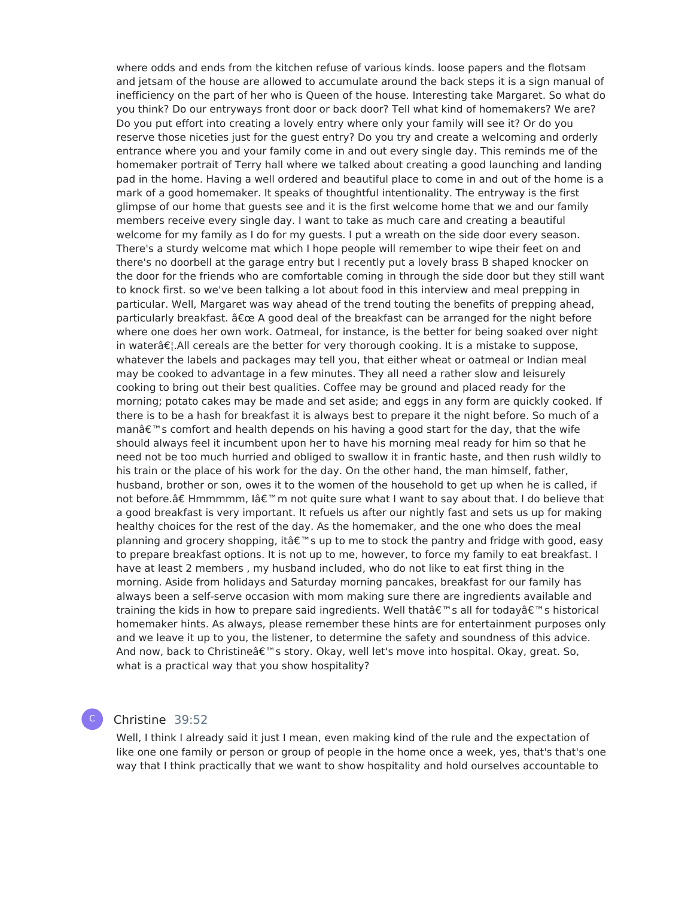where odds and ends from the kitchen refuse of various kinds. loose papers and the flotsam and jetsam of the house are allowed to accumulate around the back steps it is a sign manual of inefficiency on the part of her who is Queen of the house. Interesting take Margaret. So what do you think? Do our entryways front door or back door? Tell what kind of homemakers? We are? Do you put effort into creating a lovely entry where only your family will see it? Or do you reserve those niceties just for the guest entry? Do you try and create a welcoming and orderly entrance where you and your family come in and out every single day. This reminds me of the homemaker portrait of Terry hall where we talked about creating a good launching and landing pad in the home. Having a well ordered and beautiful place to come in and out of the home is a mark of a good homemaker. It speaks of thoughtful intentionality. The entryway is the first glimpse of our home that guests see and it is the first welcome home that we and our family members receive every single day. I want to take as much care and creating a beautiful welcome for my family as I do for my guests. I put a wreath on the side door every season. There's a sturdy welcome mat which I hope people will remember to wipe their feet on and there's no doorbell at the garage entry but I recently put a lovely brass B shaped knocker on the door for the friends who are comfortable coming in through the side door but they still want to knock first. so we've been talking a lot about food in this interview and meal prepping in particular. Well, Margaret was way ahead of the trend touting the benefits of prepping ahead, particularly breakfast. â€œ A good deal of the breakfast can be arranged for the night before where one does her own work. Oatmeal, for instance, is the better for being soaked over night in waterâ€¦.All cereals are the better for very thorough cooking. It is a mistake to suppose, whatever the labels and packages may tell you, that either wheat or oatmeal or Indian meal may be cooked to advantage in a few minutes. They all need a rather slow and leisurely cooking to bring out their best qualities. Coffee may be ground and placed ready for the morning; potato cakes may be made and set aside; and eggs in any form are quickly cooked. If there is to be a hash for breakfast it is always best to prepare it the night before. So much of a manâ€™s comfort and health depends on his having a good start for the day, that the wife should always feel it incumbent upon her to have his morning meal ready for him so that he need not be too much hurried and obliged to swallow it in frantic haste, and then rush wildly to his train or the place of his work for the day. On the other hand, the man himself, father, husband, brother or son, owes it to the women of the household to get up when he is called, if not before.â€ Hmmmmm, Iâ€™m not quite sure what I want to say about that. I do believe that a good breakfast is very important. It refuels us after our nightly fast and sets us up for making healthy choices for the rest of the day. As the homemaker, and the one who does the meal planning and grocery shopping, itâ€™s up to me to stock the pantry and fridge with good, easy to prepare breakfast options. It is not up to me, however, to force my family to eat breakfast. I have at least 2 members , my husband included, who do not like to eat first thing in the morning. Aside from holidays and Saturday morning pancakes, breakfast for our family has always been a self-serve occasion with mom making sure there are ingredients available and training the kids in how to prepare said ingredients. Well thatâ€™s all for todayâ€™s historical homemaker hints. As always, please remember these hints are for entertainment purposes only and we leave it up to you, the listener, to determine the safety and soundness of this advice. And now, back to Christineâ€™s story. Okay, well let's move into hospital. Okay, great. So, what is a practical way that you show hospitality?

**Christine** 39:52

Well, I think I already said it just I mean, even making kind of the rule and the expectation of like one one family or person or group of people in the home once a week, yes, that's that's one way that I think practically that we want to show hospitality and hold ourselves accountable to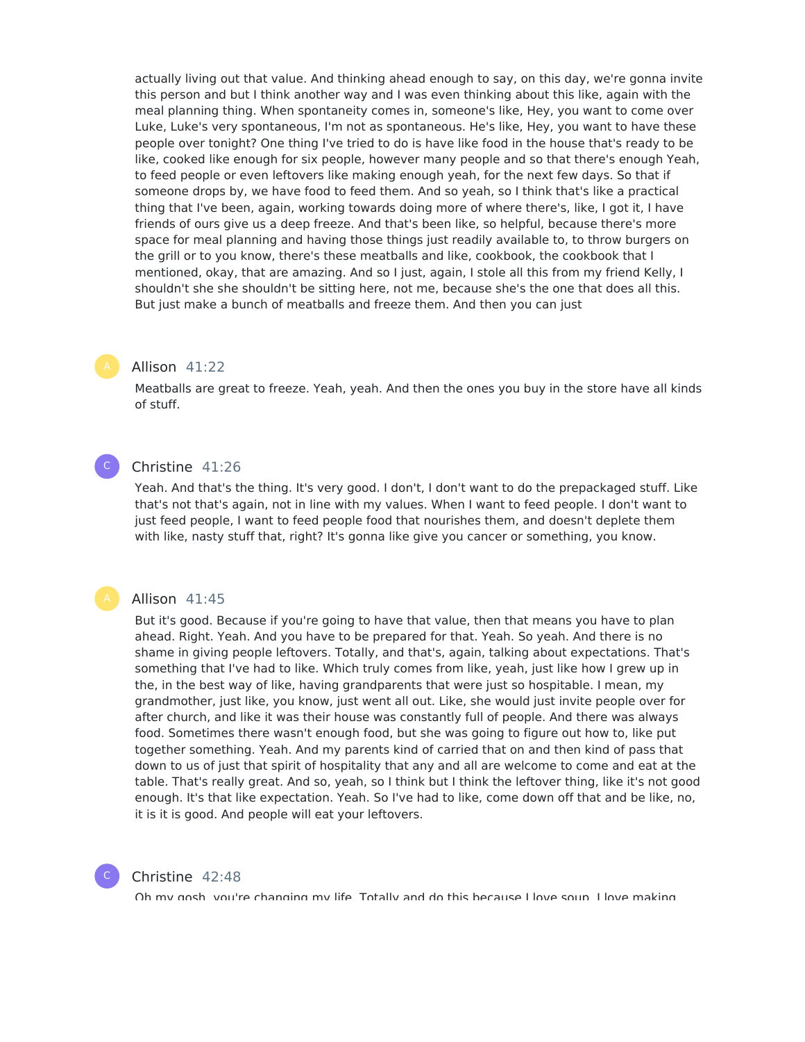actually living out that value. And thinking ahead enough to say, on this day, we're gonna invite this person and but I think another way and I was even thinking about this like, again with the meal planning thing. When spontaneity comes in, someone's like, Hey, you want to come over Luke, Luke's very spontaneous, I'm not as spontaneous. He's like, Hey, you want to have these people over tonight? One thing I've tried to do is have like food in the house that's ready to be like, cooked like enough for six people, however many people and so that there's enough Yeah, to feed people or even leftovers like making enough yeah, for the next few days. So that if someone drops by, we have food to feed them. And so yeah, so I think that's like a practical thing that I've been, again, working towards doing more of where there's, like, I got it, I have friends of ours give us a deep freeze. And that's been like, so helpful, because there's more space for meal planning and having those things just readily available to, to throw burgers on the grill or to you know, there's these meatballs and like, cookbook, the cookbook that I mentioned, okay, that are amazing. And so I just, again, I stole all this from my friend Kelly, I shouldn't she she shouldn't be sitting here, not me, because she's the one that does all this. But just make a bunch of meatballs and freeze them. And then you can just

A Allison 41:22

Meatballs are great to freeze. Yeah, yeah. And then the ones you buy in the store have all kinds of stuff.

C Christine 41:26

Yeah. And that's the thing. It's very good. I don't, I don't want to do the prepackaged stuff. Like that's not that's again, not in line with my values. When I want to feed people. I don't want to just feed people, I want to feed people food that nourishes them, and doesn't deplete them with like, nasty stuff that, right? It's gonna like give you cancer or something, you know.

A Allison 41:45

But it's good. Because if you're going to have that value, then that means you have to plan ahead. Right. Yeah. And you have to be prepared for that. Yeah. So yeah. And there is no shame in giving people leftovers. Totally, and that's, again, talking about expectations. That's something that I've had to like. Which truly comes from like, yeah, just like how I grew up in the, in the best way of like, having grandparents that were just so hospitable. I mean, my grandmother, just like, you know, just went all out. Like, she would just invite people over for after church, and like it was their house was constantly full of people. And there was always food. Sometimes there wasn't enough food, but she was going to figure out how to, like put together something. Yeah. And my parents kind of carried that on and then kind of pass that down to us of just that spirit of hospitality that any and all are welcome to come and eat at the table. That's really great. And so, yeah, so I think but I think the leftover thing, like it's not good enough. It's that like expectation. Yeah. So I've had to like, come down off that and be like, no, it is it is good. And people will eat your leftovers.

C Christine 42:48

Oh my gosh, you're changing my life. Totally and do this because I love soup. I love making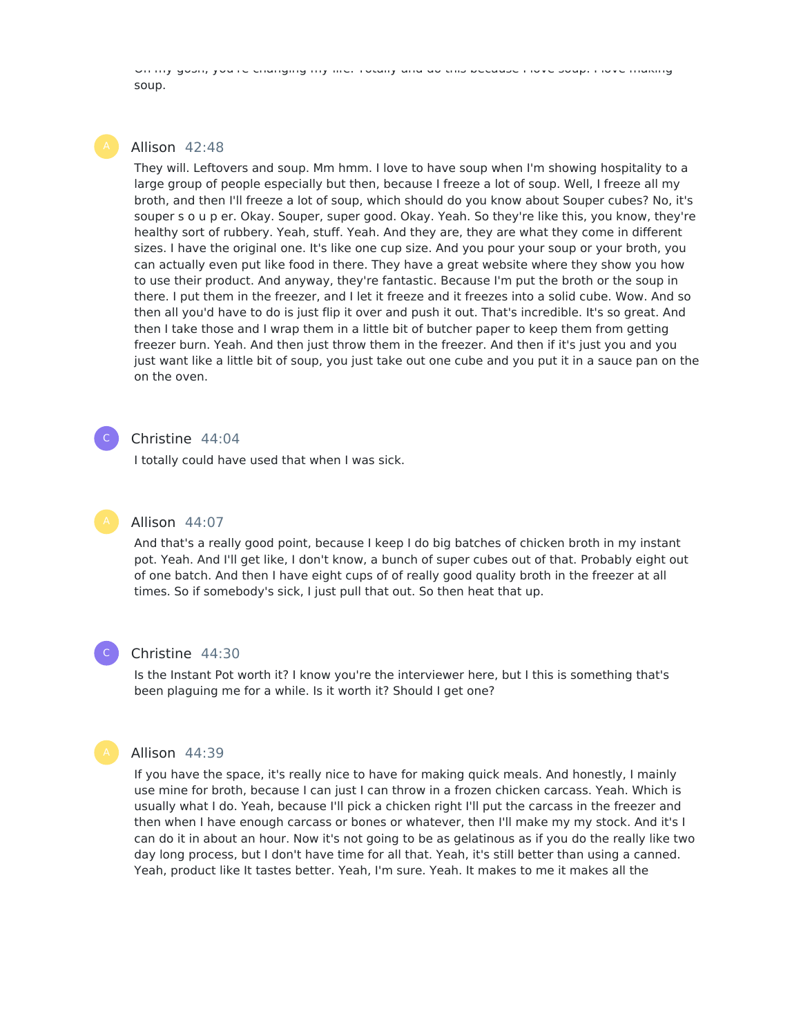Oh my gosh, you're changing my life. Totally and do this because I love soup. I love making soup.

Allison 42:48

They will. Leftovers and soup. Mm hmm. I love to have soup when I'm showing hospitality to a large group of people especially but then, because I freeze a lot of soup. Well, I freeze all my broth, and then I'll freeze a lot of soup, which should do you know about Souper cubes? No, it's souper s o u p er. Okay. Souper, super good. Okay. Yeah. So they're like this, you know, they're healthy sort of rubbery. Yeah, stuff. Yeah. And they are, they are what they come in different sizes. I have the original one. It's like one cup size. And you pour your soup or your broth, you can actually even put like food in there. They have a great website where they show you how to use their product. And anyway, they're fantastic. Because I'm put the broth or the soup in there. I put them in the freezer, and I let it freeze and it freezes into a solid cube. Wow. And so then all you'd have to do is just flip it over and push it out. That's incredible. It's so great. And then I take those and I wrap them in a little bit of butcher paper to keep them from getting freezer burn. Yeah. And then just throw them in the freezer. And then if it's just you and you just want like a little bit of soup, you just take out one cube and you put it in a sauce pan on the on the oven.

Christine 44:04

I totally could have used that when I was sick.

Allison 44:07

And that's a really good point, because I keep I do big batches of chicken broth in my instant pot. Yeah. And I'll get like, I don't know, a bunch of super cubes out of that. Probably eight out of one batch. And then I have eight cups of of really good quality broth in the freezer at all times. So if somebody's sick, I just pull that out. So then heat that up.

Christine 44:30

Is the Instant Pot worth it? I know you're the interviewer here, but I this is something that's been plaguing me for a while. Is it worth it? Should I get one?

Allison 44:39

If you have the space, it's really nice to have for making quick meals. And honestly, I mainly use mine for broth, because I can just I can throw in a frozen chicken carcass. Yeah. Which is usually what I do. Yeah, because I'll pick a chicken right I'll put the carcass in the freezer and then when I have enough carcass or bones or whatever, then I'll make my my stock. And it's I can do it in about an hour. Now it's not going to be as gelatinous as if you do the really like two day long process, but I don't have time for all that. Yeah, it's still better than using a canned. Yeah, product like It tastes better. Yeah, I'm sure. Yeah. It makes to me it makes all the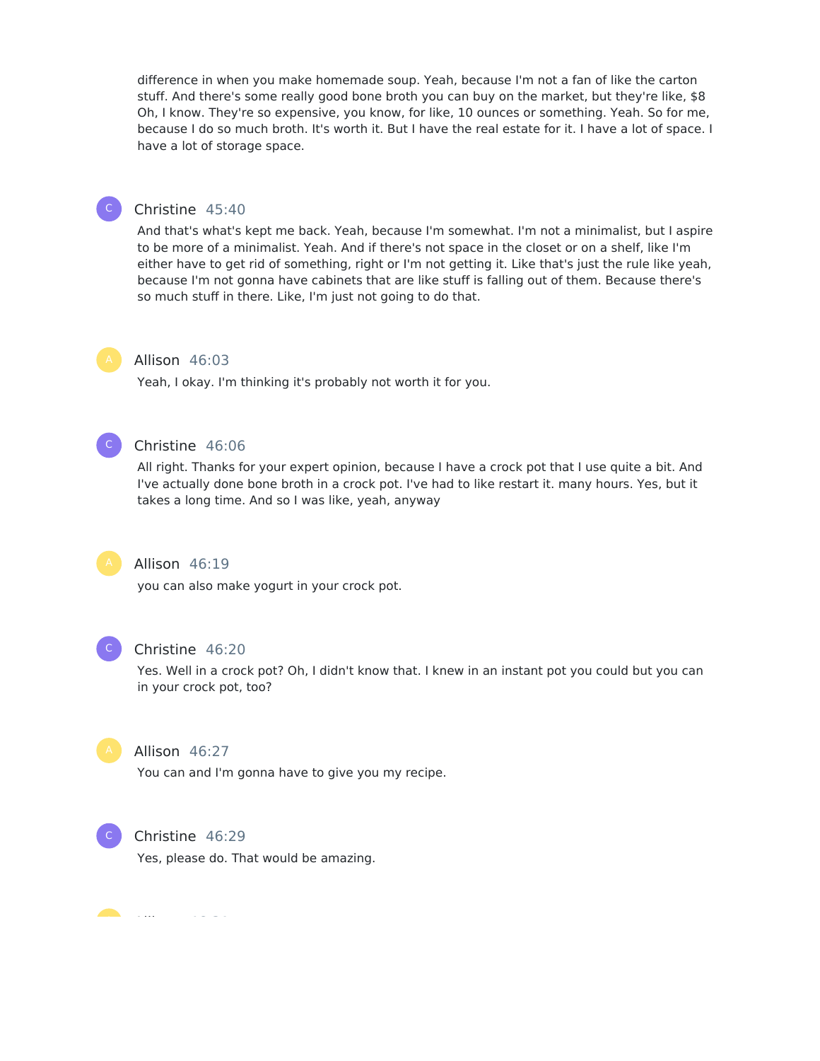difference in when you make homemade soup. Yeah, because I'm not a fan of like the carton stuff. And there's some really good bone broth you can buy on the market, but they're like, $8 Oh, I know. They're so expensive, you know, for like, 10 ounces or something. Yeah. So for me, because I do so much broth. It's worth it. But I have the real estate for it. I have a lot of space. I have a lot of storage space.

**Christine** 45:40

And that's what's kept me back. Yeah, because I'm somewhat. I'm not a minimalist, but I aspire to be more of a minimalist. Yeah. And if there's not space in the closet or on a shelf, like I'm either have to get rid of something, right or I'm not getting it. Like that's just the rule like yeah, because I'm not gonna have cabinets that are like stuff is falling out of them. Because there's so much stuff in there. Like, I'm just not going to do that.

**Allison** 46:03

Yeah, I okay. I'm thinking it's probably not worth it for you.

**Christine** 46:06

All right. Thanks for your expert opinion, because I have a crock pot that I use quite a bit. And I've actually done bone broth in a crock pot. I've had to like restart it. many hours. Yes, but it takes a long time. And so I was like, yeah, anyway

**Allison** 46:19

you can also make yogurt in your crock pot.

**Christine** 46:20

Yes. Well in a crock pot? Oh, I didn't know that. I knew in an instant pot you could but you can in your crock pot, too?

**Allison** 46:27

You can and I'm gonna have to give you my recipe.

**Christine** 46:29

Yes, please do. That would be amazing.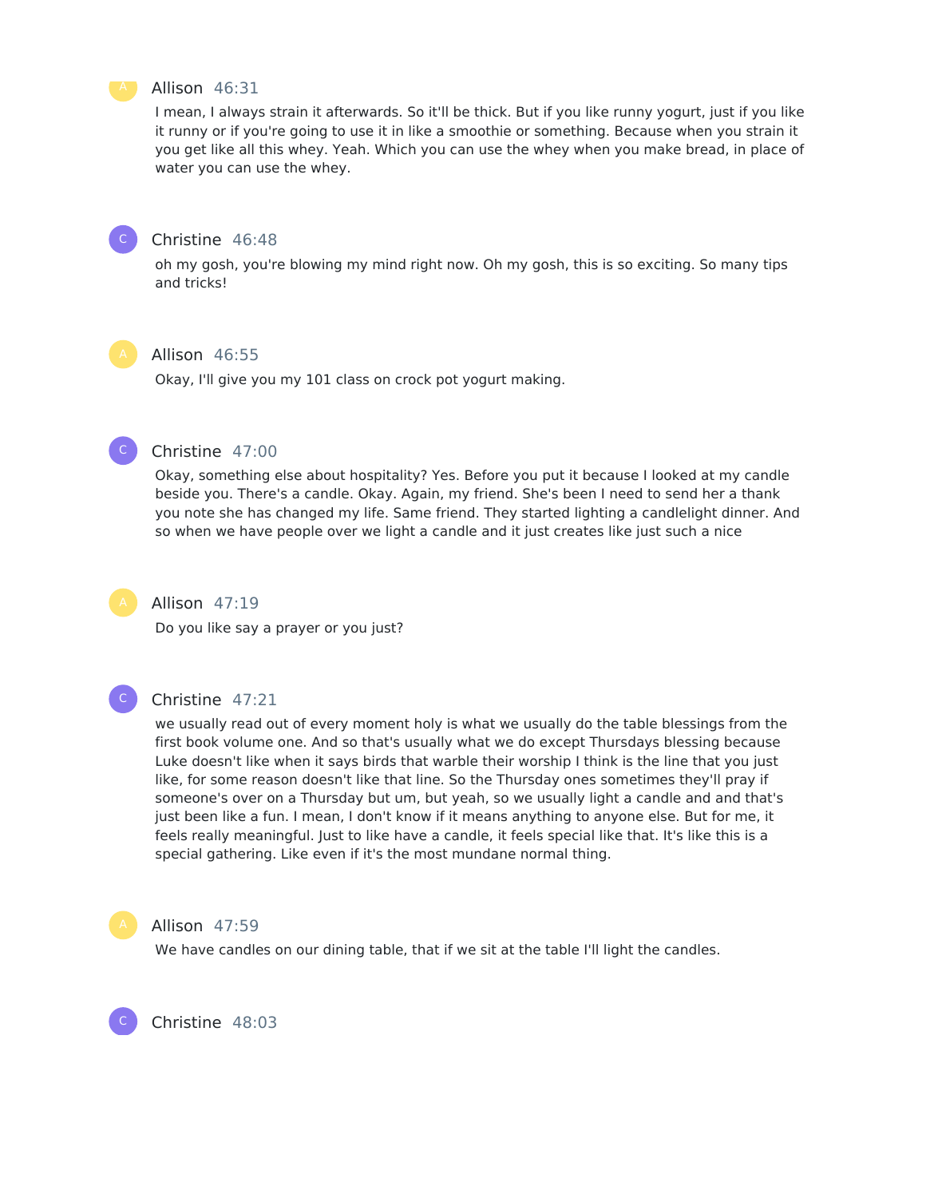Allison 46:31

I mean, I always strain it afterwards. So it'll be thick. But if you like runny yogurt, just if you like it runny or if you're going to use it in like a smoothie or something. Because when you strain it you get like all this whey. Yeah. Which you can use the whey when you make bread, in place of water you can use the whey.

Christine 46:48

oh my gosh, you're blowing my mind right now. Oh my gosh, this is so exciting. So many tips and tricks!

Allison 46:55

Okay, I'll give you my 101 class on crock pot yogurt making.

Christine 47:00

Okay, something else about hospitality? Yes. Before you put it because I looked at my candle beside you. There's a candle. Okay. Again, my friend. She's been I need to send her a thank you note she has changed my life. Same friend. They started lighting a candlelight dinner. And so when we have people over we light a candle and it just creates like just such a nice

Allison 47:19

Do you like say a prayer or you just?

Christine 47:21

we usually read out of every moment holy is what we usually do the table blessings from the first book volume one. And so that's usually what we do except Thursdays blessing because Luke doesn't like when it says birds that warble their worship I think is the line that you just like, for some reason doesn't like that line. So the Thursday ones sometimes they'll pray if someone's over on a Thursday but um, but yeah, so we usually light a candle and and that's just been like a fun. I mean, I don't know if it means anything to anyone else. But for me, it feels really meaningful. Just to like have a candle, it feels special like that. It's like this is a special gathering. Like even if it's the most mundane normal thing.

Allison 47:59

We have candles on our dining table, that if we sit at the table I'll light the candles.

Christine 48:03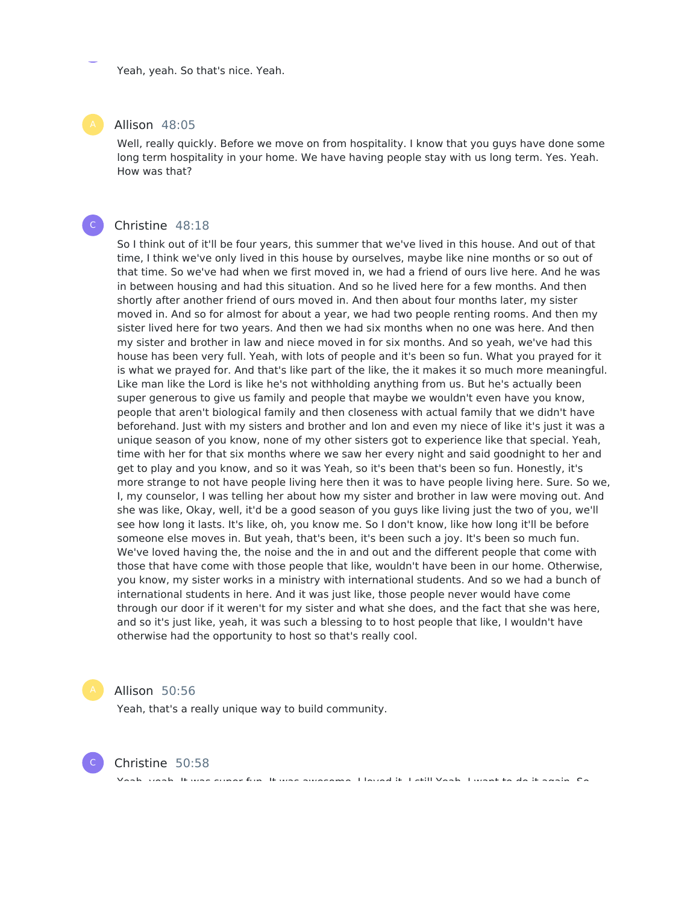Yeah, yeah. So that's nice. Yeah.

**Allison** 48:05

Well, really quickly. Before we move on from hospitality. I know that you guys have done some long term hospitality in your home. We have having people stay with us long term. Yes. Yeah. How was that?

**Christine** 48:18

So I think out of it'll be four years, this summer that we've lived in this house. And out of that time, I think we've only lived in this house by ourselves, maybe like nine months or so out of that time. So we've had when we first moved in, we had a friend of ours live here. And he was in between housing and had this situation. And so he lived here for a few months. And then shortly after another friend of ours moved in. And then about four months later, my sister moved in. And so for almost for about a year, we had two people renting rooms. And then my sister lived here for two years. And then we had six months when no one was here. And then my sister in law and brother in law and niece moved in for six months. And so yeah, we've had this house has been very full. Yeah, with lots of people and it's been so fun. What you prayed for it is what we prayed for. And that's like part of the like, the it makes it so much more meaningful. Like man like the Lord is like he's not withholding anything from us. But he's actually been super generous to give us family and people that maybe we wouldn't even have you know, people that aren't biological family and then closeness with actual family that we didn't have beforehand. Just with my sisters and brother and lon and even my niece of like it's just it was a unique season of you know, none of my other sisters got to experience like that special. Yeah, time with her for that six months where we saw her every night and said goodnight to her and get to play and you know, and so it was Yeah, so it's been that's been so fun. Honestly, it's more strange to not have people living here then it was to have people living here. Sure. So we, I, my counselor, I was telling her about how my sister and brother in law were moving out. And she was like, Okay, well, it'd be a good season of you guys like living just the two of you, we'll see how long it lasts. It's like, oh, you know me. So I don't know, like how long it'll be before someone else moves in. But yeah, that's been, it's been such a joy. It's been so much fun. We've loved having the, the noise and the in and out and the different people that come with those that have come with those people that like, wouldn't have been in our home. Otherwise, you know, my sister works in a ministry with international students. And so we had a bunch of international students in here. And it was just like, those people never would have come through our door if it weren't for my sister and what she does, and the fact that she was here, and so it's just like, yeah, it was such a blessing to to host people that like, I wouldn't have otherwise had the opportunity to host so that's really cool.

**Allison** 50:56

Yeah, that's a really unique way to build community.

**Christine** 50:58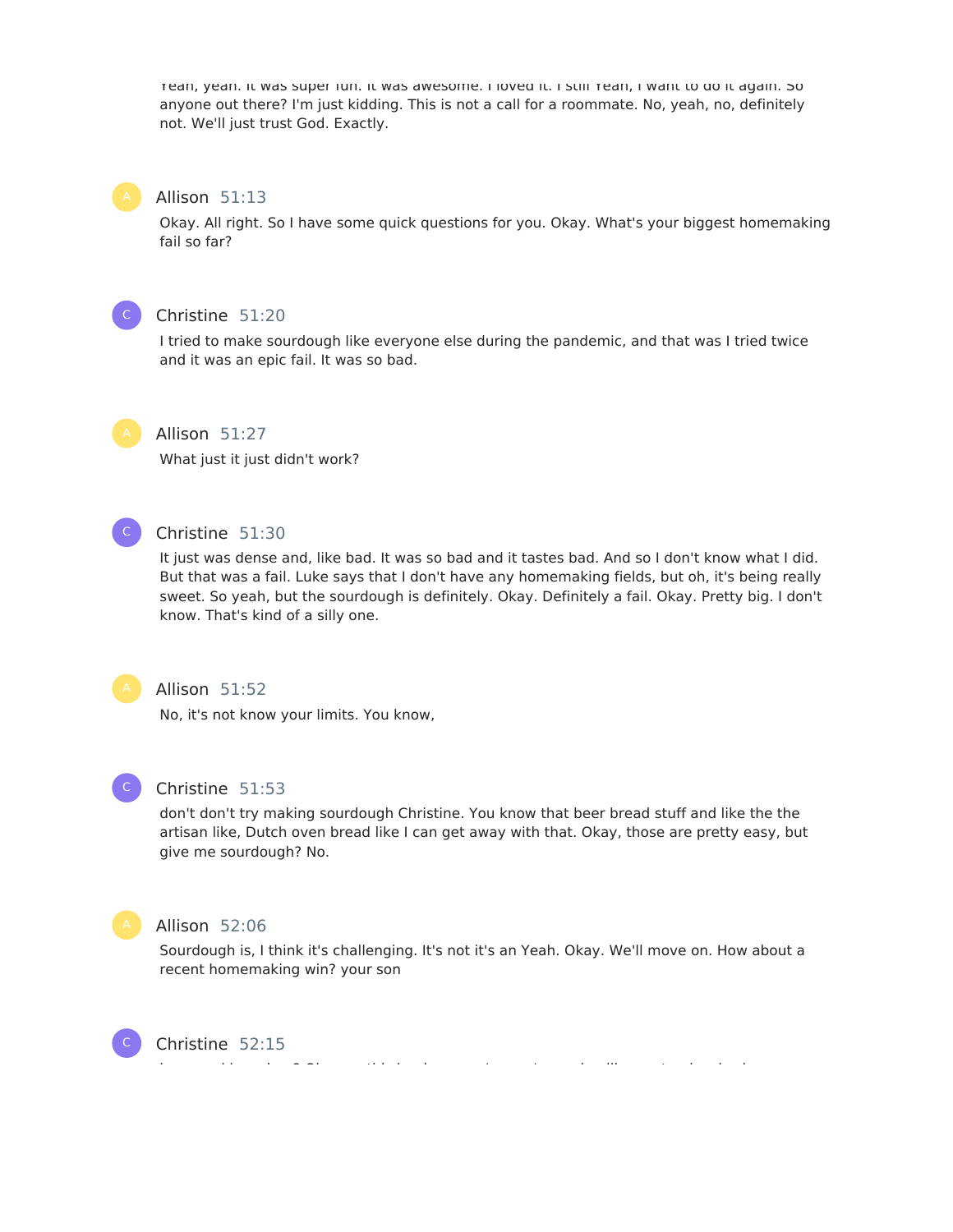Yeah, yeah. It was super fun. It was awesome. I loved it. I still Yeah, I want to do it again. So anyone out there? I'm just kidding. This is not a call for a roommate. No, yeah, no, definitely not. We'll just trust God. Exactly.

**Allison** 51:13

Okay. All right. So I have some quick questions for you. Okay. What's your biggest homemaking fail so far?

**Christine** 51:20

I tried to make sourdough like everyone else during the pandemic, and that was I tried twice and it was an epic fail. It was so bad.

**Allison** 51:27

What just it just didn't work?

**Christine** 51:30

It just was dense and, like bad. It was so bad and it tastes bad. And so I don't know what I did. But that was a fail. Luke says that I don't have any homemaking fields, but oh, it's being really sweet. So yeah, but the sourdough is definitely. Okay. Definitely a fail. Okay. Pretty big. I don't know. That's kind of a silly one.

**Allison** 51:52

No, it's not know your limits. You know,

**Christine** 51:53

don't don't try making sourdough Christine. You know that beer bread stuff and like the the artisan like, Dutch oven bread like I can get away with that. Okay, those are pretty easy, but give me sourdough? No.

**Allison** 52:06

Sourdough is, I think it's challenging. It's not it's an Yeah. Okay. We'll move on. How about a recent homemaking win? your son

**Christine** 52:15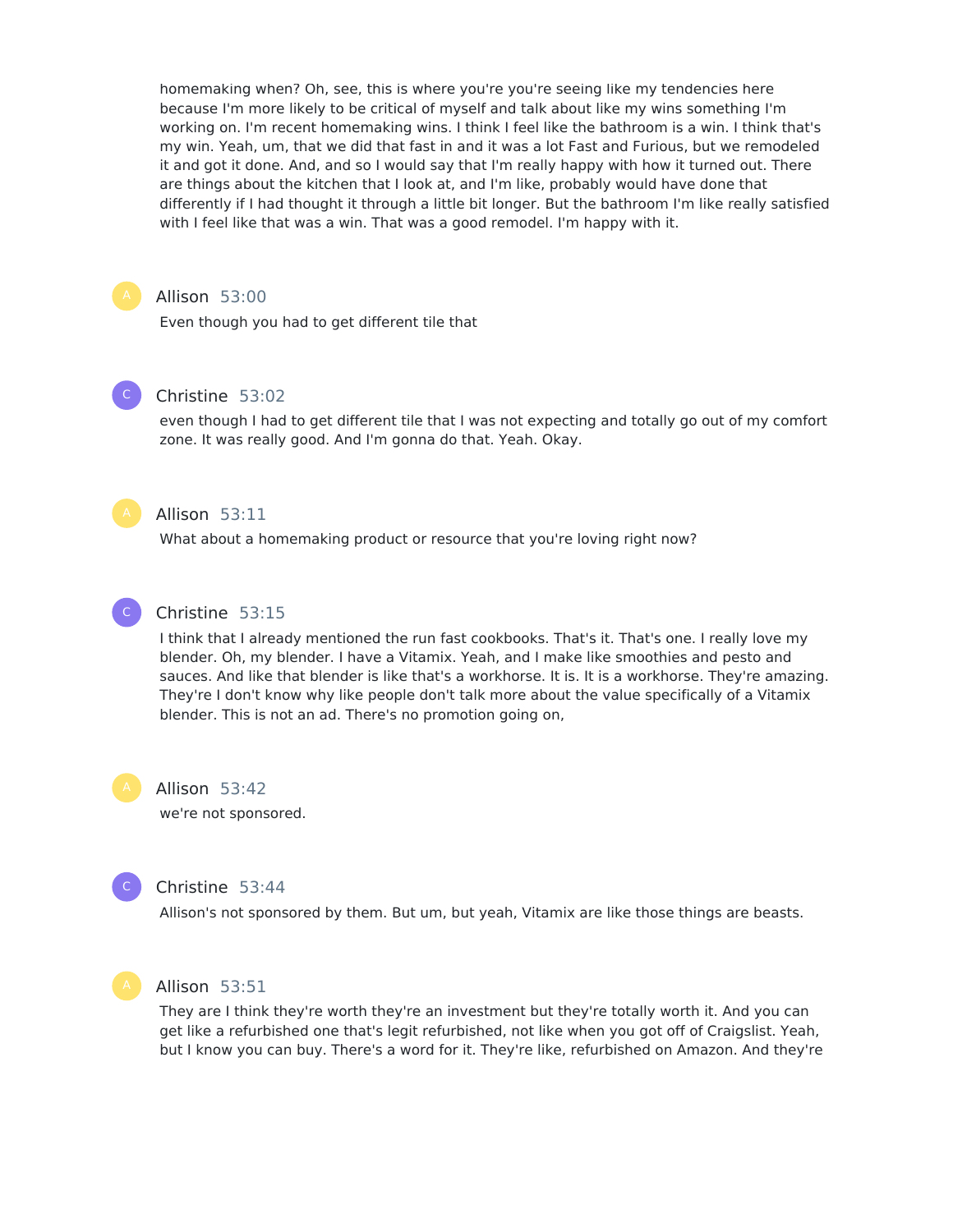homemaking when? Oh, see, this is where you're you're seeing like my tendencies here because I'm more likely to be critical of myself and talk about like my wins something I'm working on. I'm recent homemaking wins. I think I feel like the bathroom is a win. I think that's my win. Yeah, um, that we did that fast in and it was a lot Fast and Furious, but we remodeled it and got it done. And, and so I would say that I'm really happy with how it turned out. There are things about the kitchen that I look at, and I'm like, probably would have done that differently if I had thought it through a little bit longer. But the bathroom I'm like really satisfied with I feel like that was a win. That was a good remodel. I'm happy with it.

**Allison** 53:00

Even though you had to get different tile that

**Christine** 53:02

even though I had to get different tile that I was not expecting and totally go out of my comfort zone. It was really good. And I'm gonna do that. Yeah. Okay.

**Allison** 53:11

What about a homemaking product or resource that you're loving right now?

**Christine** 53:15

I think that I already mentioned the run fast cookbooks. That's it. That's one. I really love my blender. Oh, my blender. I have a Vitamix. Yeah, and I make like smoothies and pesto and sauces. And like that blender is like that's a workhorse. It is. It is a workhorse. They're amazing. They're I don't know why like people don't talk more about the value specifically of a Vitamix blender. This is not an ad. There's no promotion going on,

**Allison** 53:42

we're not sponsored.

**Christine** 53:44

Allison's not sponsored by them. But um, but yeah, Vitamix are like those things are beasts.

**Allison** 53:51

They are I think they're worth they're an investment but they're totally worth it. And you can get like a refurbished one that's legit refurbished, not like when you got off of Craigslist. Yeah, but I know you can buy. There's a word for it. They're like, refurbished on Amazon. And they're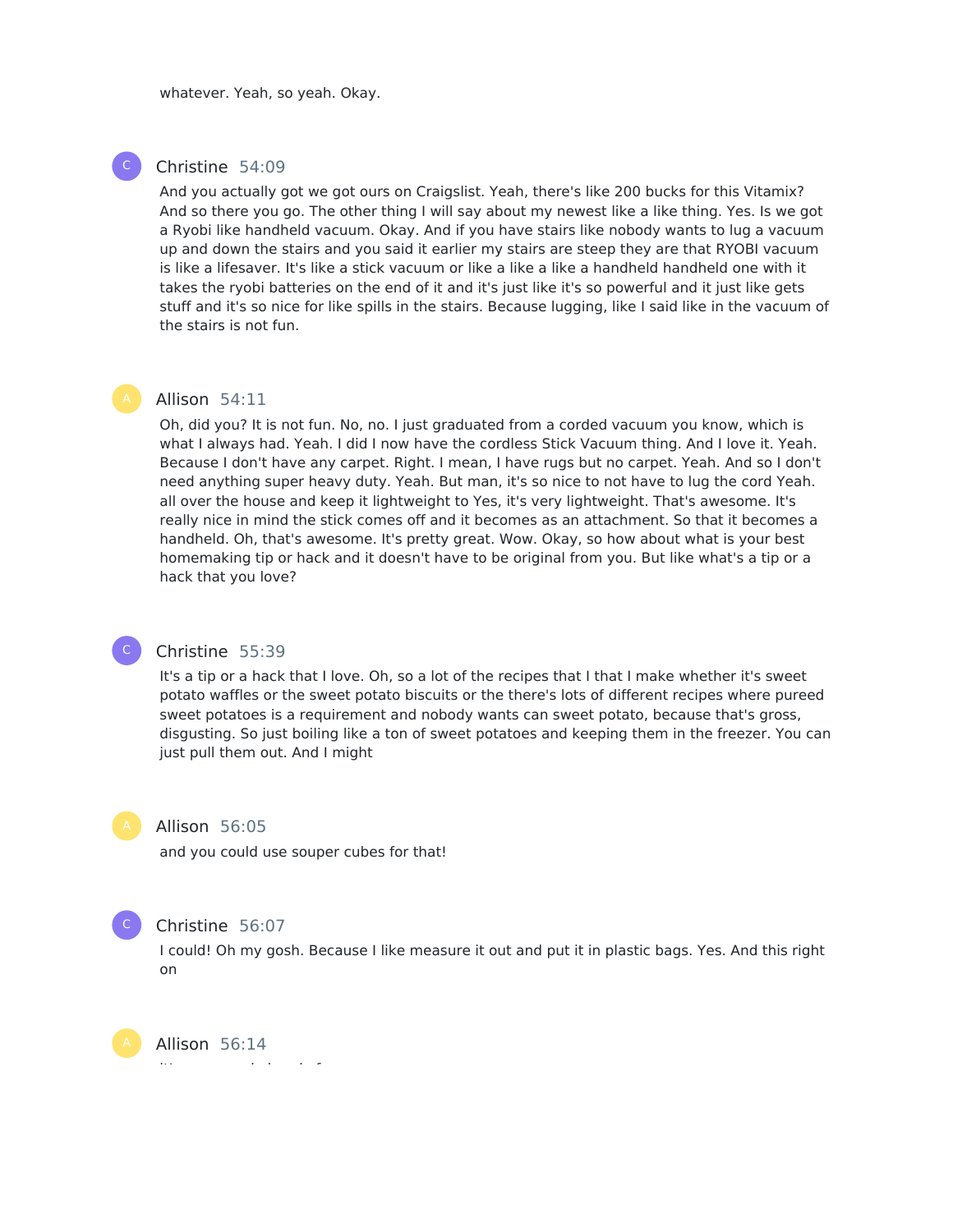whatever. Yeah, so yeah. Okay.

**Christine** 54:09

And you actually got we got ours on Craigslist. Yeah, there's like 200 bucks for this Vitamix? And so there you go. The other thing I will say about my newest like a like thing. Yes. Is we got a Ryobi like handheld vacuum. Okay. And if you have stairs like nobody wants to lug a vacuum up and down the stairs and you said it earlier my stairs are steep they are that RYOBI vacuum is like a lifesaver. It's like a stick vacuum or like a like a like a handheld handheld one with it takes the ryobi batteries on the end of it and it's just like it's so powerful and it just like gets stuff and it's so nice for like spills in the stairs. Because lugging, like I said like in the vacuum of the stairs is not fun.

**Allison** 54:11

Oh, did you? It is not fun. No, no. I just graduated from a corded vacuum you know, which is what I always had. Yeah. I did I now have the cordless Stick Vacuum thing. And I love it. Yeah. Because I don't have any carpet. Right. I mean, I have rugs but no carpet. Yeah. And so I don't need anything super heavy duty. Yeah. But man, it's so nice to not have to lug the cord Yeah. all over the house and keep it lightweight to Yes, it's very lightweight. That's awesome. It's really nice in mind the stick comes off and it becomes as an attachment. So that it becomes a handheld. Oh, that's awesome. It's pretty great. Wow. Okay, so how about what is your best homemaking tip or hack and it doesn't have to be original from you. But like what's a tip or a hack that you love?

**Christine** 55:39

It's a tip or a hack that I love. Oh, so a lot of the recipes that I that I make whether it's sweet potato waffles or the sweet potato biscuits or the there's lots of different recipes where pureed sweet potatoes is a requirement and nobody wants can sweet potato, because that's gross, disgusting. So just boiling like a ton of sweet potatoes and keeping them in the freezer. You can just pull them out. And I might

**Allison** 56:05

and you could use souper cubes for that!

**Christine** 56:07

I could! Oh my gosh. Because I like measure it out and put it in plastic bags. Yes. And this right on

**Allison** 56:14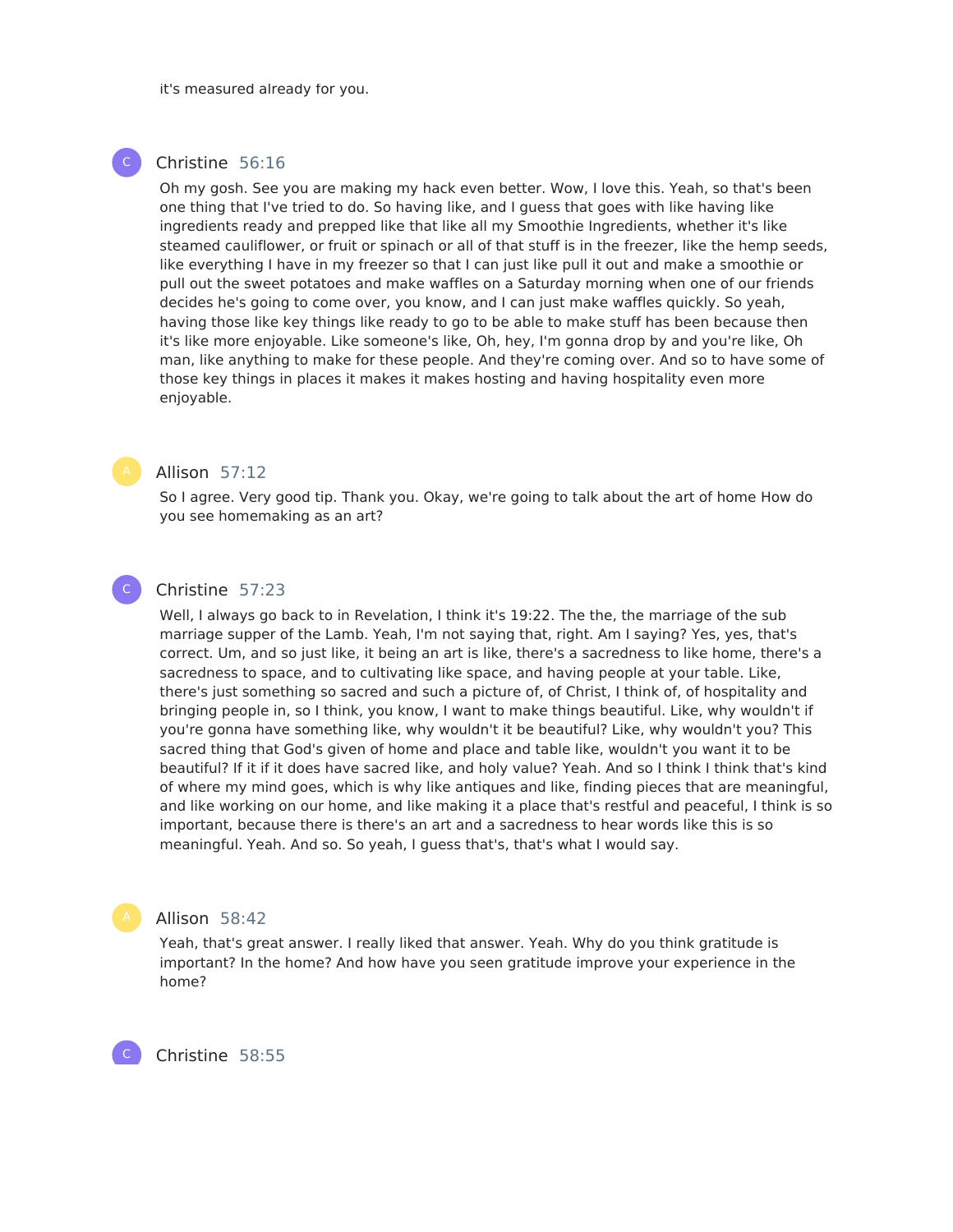it's measured already for you.

**Christine** 56:16

Oh my gosh. See you are making my hack even better. Wow, I love this. Yeah, so that's been one thing that I've tried to do. So having like, and I guess that goes with like having like ingredients ready and prepped like that like all my Smoothie Ingredients, whether it's like steamed cauliflower, or fruit or spinach or all of that stuff is in the freezer, like the hemp seeds, like everything I have in my freezer so that I can just like pull it out and make a smoothie or pull out the sweet potatoes and make waffles on a Saturday morning when one of our friends decides he's going to come over, you know, and I can just make waffles quickly. So yeah, having those like key things like ready to go to be able to make stuff has been because then it's like more enjoyable. Like someone's like, Oh, hey, I'm gonna drop by and you're like, Oh man, like anything to make for these people. And they're coming over. And so to have some of those key things in places it makes it makes hosting and having hospitality even more enjoyable.

**Allison** 57:12

So I agree. Very good tip. Thank you. Okay, we're going to talk about the art of home How do you see homemaking as an art?

**Christine** 57:23

Well, I always go back to in Revelation, I think it's 19:22. The the, the marriage of the sub marriage supper of the Lamb. Yeah, I'm not saying that, right. Am I saying? Yes, yes, that's correct. Um, and so just like, it being an art is like, there's a sacredness to like home, there's a sacredness to space, and to cultivating like space, and having people at your table. Like, there's just something so sacred and such a picture of, of Christ, I think of, of hospitality and bringing people in, so I think, you know, I want to make things beautiful. Like, why wouldn't if you're gonna have something like, why wouldn't it be beautiful? Like, why wouldn't you? This sacred thing that God's given of home and place and table like, wouldn't you want it to be beautiful? If it if it does have sacred like, and holy value? Yeah. And so I think I think that's kind of where my mind goes, which is why like antiques and like, finding pieces that are meaningful, and like working on our home, and like making it a place that's restful and peaceful, I think is so important, because there is there's an art and a sacredness to hear words like this is so meaningful. Yeah. And so. So yeah, I guess that's, that's what I would say.

**Allison** 58:42

Yeah, that's great answer. I really liked that answer. Yeah. Why do you think gratitude is important? In the home? And how have you seen gratitude improve your experience in the home?

**Christine** 58:55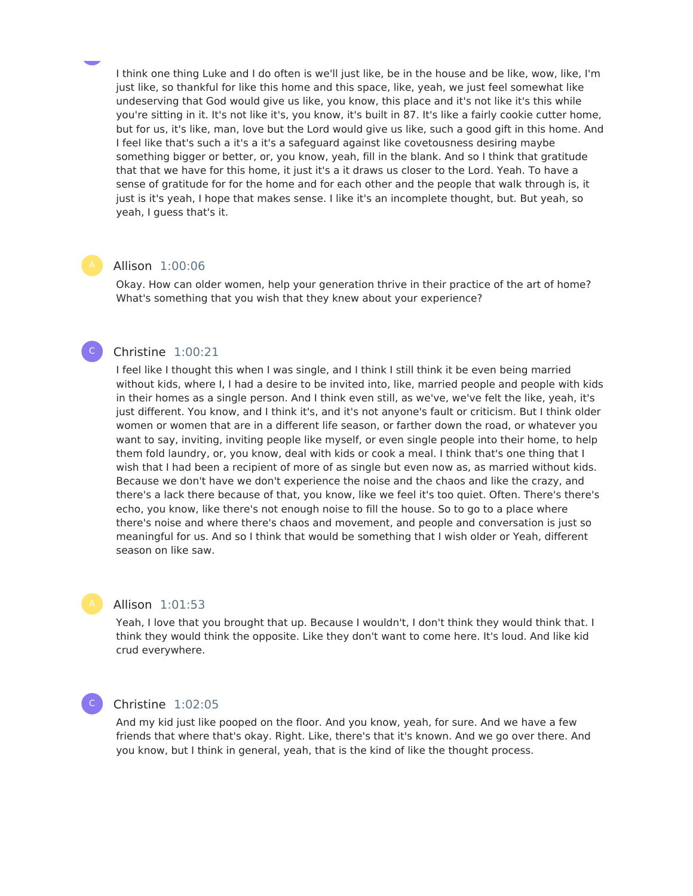I think one thing Luke and I do often is we'll just like, be in the house and be like, wow, like, I'm just like, so thankful for like this home and this space, like, yeah, we just feel somewhat like undeserving that God would give us like, you know, this place and it's not like it's this while you're sitting in it. It's not like it's, you know, it's built in 87. It's like a fairly cookie cutter home, but for us, it's like, man, love but the Lord would give us like, such a good gift in this home. And I feel like that's such a it's a it's a safeguard against like covetousness desiring maybe something bigger or better, or, you know, yeah, fill in the blank. And so I think that gratitude that that we have for this home, it just it's a it draws us closer to the Lord. Yeah. To have a sense of gratitude for for the home and for each other and the people that walk through is, it just is it's yeah, I hope that makes sense. I like it's an incomplete thought, but. But yeah, so yeah, I guess that's it.

Allison 1:00:06

Okay. How can older women, help your generation thrive in their practice of the art of home? What's something that you wish that they knew about your experience?

Christine 1:00:21

I feel like I thought this when I was single, and I think I still think it be even being married without kids, where I, I had a desire to be invited into, like, married people and people with kids in their homes as a single person. And I think even still, as we've, we've felt the like, yeah, it's just different. You know, and I think it's, and it's not anyone's fault or criticism. But I think older women or women that are in a different life season, or farther down the road, or whatever you want to say, inviting, inviting people like myself, or even single people into their home, to help them fold laundry, or, you know, deal with kids or cook a meal. I think that's one thing that I wish that I had been a recipient of more of as single but even now as, as married without kids. Because we don't have we don't experience the noise and the chaos and like the crazy, and there's a lack there because of that, you know, like we feel it's too quiet. Often. There's there's echo, you know, like there's not enough noise to fill the house. So to go to a place where there's noise and where there's chaos and movement, and people and conversation is just so meaningful for us. And so I think that would be something that I wish older or Yeah, different season on like saw.

Allison 1:01:53

Yeah, I love that you brought that up. Because I wouldn't, I don't think they would think that. I think they would think the opposite. Like they don't want to come here. It's loud. And like kid crud everywhere.

Christine 1:02:05

And my kid just like pooped on the floor. And you know, yeah, for sure. And we have a few friends that where that's okay. Right. Like, there's that it's known. And we go over there. And you know, but I think in general, yeah, that is the kind of like the thought process.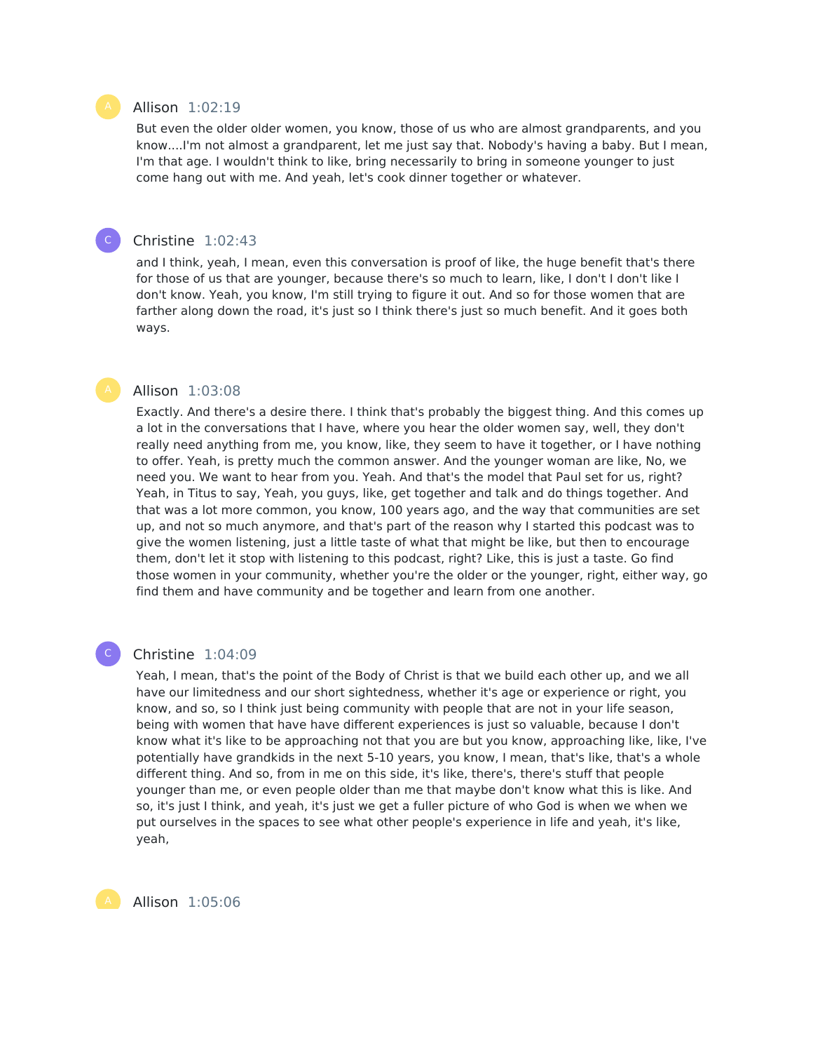Allison 1:02:19

But even the older older women, you know, those of us who are almost grandparents, and you know....I'm not almost a grandparent, let me just say that. Nobody's having a baby. But I mean, I'm that age. I wouldn't think to like, bring necessarily to bring in someone younger to just come hang out with me. And yeah, let's cook dinner together or whatever.

Christine 1:02:43

and I think, yeah, I mean, even this conversation is proof of like, the huge benefit that's there for those of us that are younger, because there's so much to learn, like, I don't I don't like I don't know. Yeah, you know, I'm still trying to figure it out. And so for those women that are farther along down the road, it's just so I think there's just so much benefit. And it goes both ways.

Allison 1:03:08

Exactly. And there's a desire there. I think that's probably the biggest thing. And this comes up a lot in the conversations that I have, where you hear the older women say, well, they don't really need anything from me, you know, like, they seem to have it together, or I have nothing to offer. Yeah, is pretty much the common answer. And the younger woman are like, No, we need you. We want to hear from you. Yeah. And that's the model that Paul set for us, right? Yeah, in Titus to say, Yeah, you guys, like, get together and talk and do things together. And that was a lot more common, you know, 100 years ago, and the way that communities are set up, and not so much anymore, and that's part of the reason why I started this podcast was to give the women listening, just a little taste of what that might be like, but then to encourage them, don't let it stop with listening to this podcast, right? Like, this is just a taste. Go find those women in your community, whether you're the older or the younger, right, either way, go find them and have community and be together and learn from one another.

Christine 1:04:09

Yeah, I mean, that's the point of the Body of Christ is that we build each other up, and we all have our limitedness and our short sightedness, whether it's age or experience or right, you know, and so, so I think just being community with people that are not in your life season, being with women that have have different experiences is just so valuable, because I don't know what it's like to be approaching not that you are but you know, approaching like, like, I've potentially have grandkids in the next 5-10 years, you know, I mean, that's like, that's a whole different thing. And so, from in me on this side, it's like, there's, there's stuff that people younger than me, or even people older than me that maybe don't know what this is like. And so, it's just I think, and yeah, it's just we get a fuller picture of who God is when we when we put ourselves in the spaces to see what other people's experience in life and yeah, it's like, yeah,

Allison 1:05:06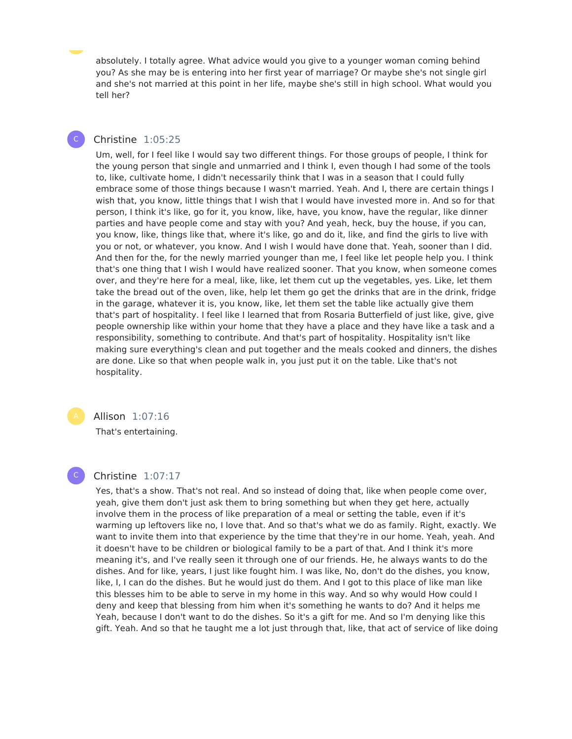absolutely. I totally agree. What advice would you give to a younger woman coming behind you? As she may be is entering into her first year of marriage? Or maybe she's not single girl and she's not married at this point in her life, maybe she's still in high school. What would you tell her?

Christine 1:05:25

Um, well, for I feel like I would say two different things. For those groups of people, I think for the young person that single and unmarried and I think I, even though I had some of the tools to, like, cultivate home, I didn't necessarily think that I was in a season that I could fully embrace some of those things because I wasn't married. Yeah. And I, there are certain things I wish that, you know, little things that I wish that I would have invested more in. And so for that person, I think it's like, go for it, you know, like, have, you know, have the regular, like dinner parties and have people come and stay with you? And yeah, heck, buy the house, if you can, you know, like, things like that, where it's like, go and do it, like, and find the girls to live with you or not, or whatever, you know. And I wish I would have done that. Yeah, sooner than I did. And then for the, for the newly married younger than me, I feel like let people help you. I think that's one thing that I wish I would have realized sooner. That you know, when someone comes over, and they're here for a meal, like, like, let them cut up the vegetables, yes. Like, let them take the bread out of the oven, like, help let them go get the drinks that are in the drink, fridge in the garage, whatever it is, you know, like, let them set the table like actually give them that's part of hospitality. I feel like I learned that from Rosaria Butterfield of just like, give, give people ownership like within your home that they have a place and they have like a task and a responsibility, something to contribute. And that's part of hospitality. Hospitality isn't like making sure everything's clean and put together and the meals cooked and dinners, the dishes are done. Like so that when people walk in, you just put it on the table. Like that's not hospitality.

Allison 1:07:16

That's entertaining.

Christine 1:07:17

Yes, that's a show. That's not real. And so instead of doing that, like when people come over, yeah, give them don't just ask them to bring something but when they get here, actually involve them in the process of like preparation of a meal or setting the table, even if it's warming up leftovers like no, I love that. And so that's what we do as family. Right, exactly. We want to invite them into that experience by the time that they're in our home. Yeah, yeah. And it doesn't have to be children or biological family to be a part of that. And I think it's more meaning it's, and I've really seen it through one of our friends. He, he always wants to do the dishes. And for like, years, I just like fought him. I was like, No, don't do the dishes, you know, like, I, I can do the dishes. But he would just do them. And I got to this place of like man like this blesses him to be able to serve in my home in this way. And so why would How could I deny and keep that blessing from him when it's something he wants to do? And it helps me Yeah, because I don't want to do the dishes. So it's a gift for me. And so I'm denying like this gift. Yeah. And so that he taught me a lot just through that, like, that act of service of like doing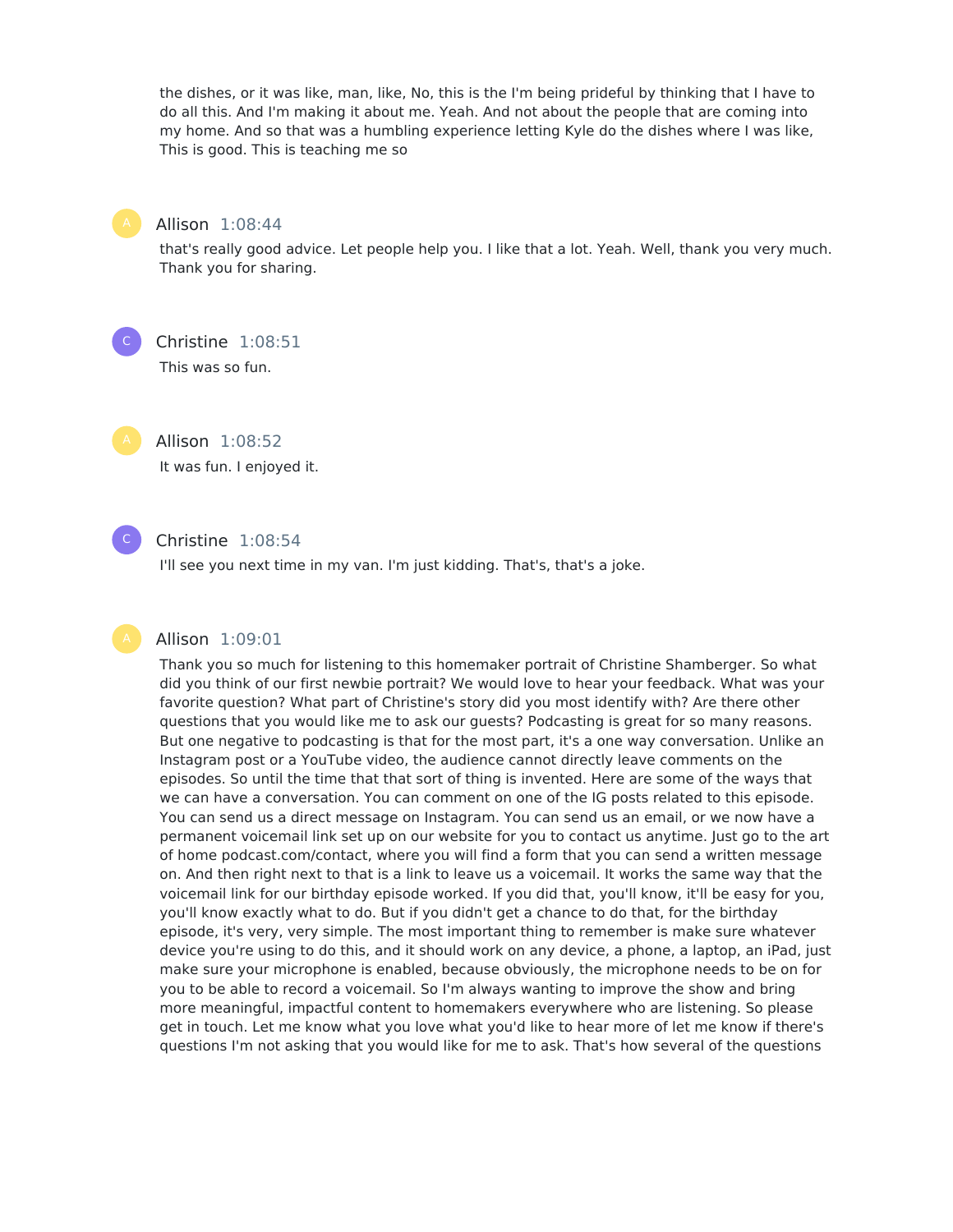the dishes, or it was like, man, like, No, this is the I'm being prideful by thinking that I have to do all this. And I'm making it about me. Yeah. And not about the people that are coming into my home. And so that was a humbling experience letting Kyle do the dishes where I was like, This is good. This is teaching me so

Allison 1:08:44

that's really good advice. Let people help you. I like that a lot. Yeah. Well, thank you very much. Thank you for sharing.

Christine 1:08:51

This was so fun.

Allison 1:08:52

It was fun. I enjoyed it.

Christine 1:08:54

I'll see you next time in my van. I'm just kidding. That's, that's a joke.

Allison 1:09:01

Thank you so much for listening to this homemaker portrait of Christine Shamberger. So what did you think of our first newbie portrait? We would love to hear your feedback. What was your favorite question? What part of Christine's story did you most identify with? Are there other questions that you would like me to ask our guests? Podcasting is great for so many reasons. But one negative to podcasting is that for the most part, it's a one way conversation. Unlike an Instagram post or a YouTube video, the audience cannot directly leave comments on the episodes. So until the time that that sort of thing is invented. Here are some of the ways that we can have a conversation. You can comment on one of the IG posts related to this episode. You can send us a direct message on Instagram. You can send us an email, or we now have a permanent voicemail link set up on our website for you to contact us anytime. Just go to the art of home podcast.com/contact, where you will find a form that you can send a written message on. And then right next to that is a link to leave us a voicemail. It works the same way that the voicemail link for our birthday episode worked. If you did that, you'll know, it'll be easy for you, you'll know exactly what to do. But if you didn't get a chance to do that, for the birthday episode, it's very, very simple. The most important thing to remember is make sure whatever device you're using to do this, and it should work on any device, a phone, a laptop, an iPad, just make sure your microphone is enabled, because obviously, the microphone needs to be on for you to be able to record a voicemail. So I'm always wanting to improve the show and bring more meaningful, impactful content to homemakers everywhere who are listening. So please get in touch. Let me know what you love what you'd like to hear more of let me know if there's questions I'm not asking that you would like for me to ask. That's how several of the questions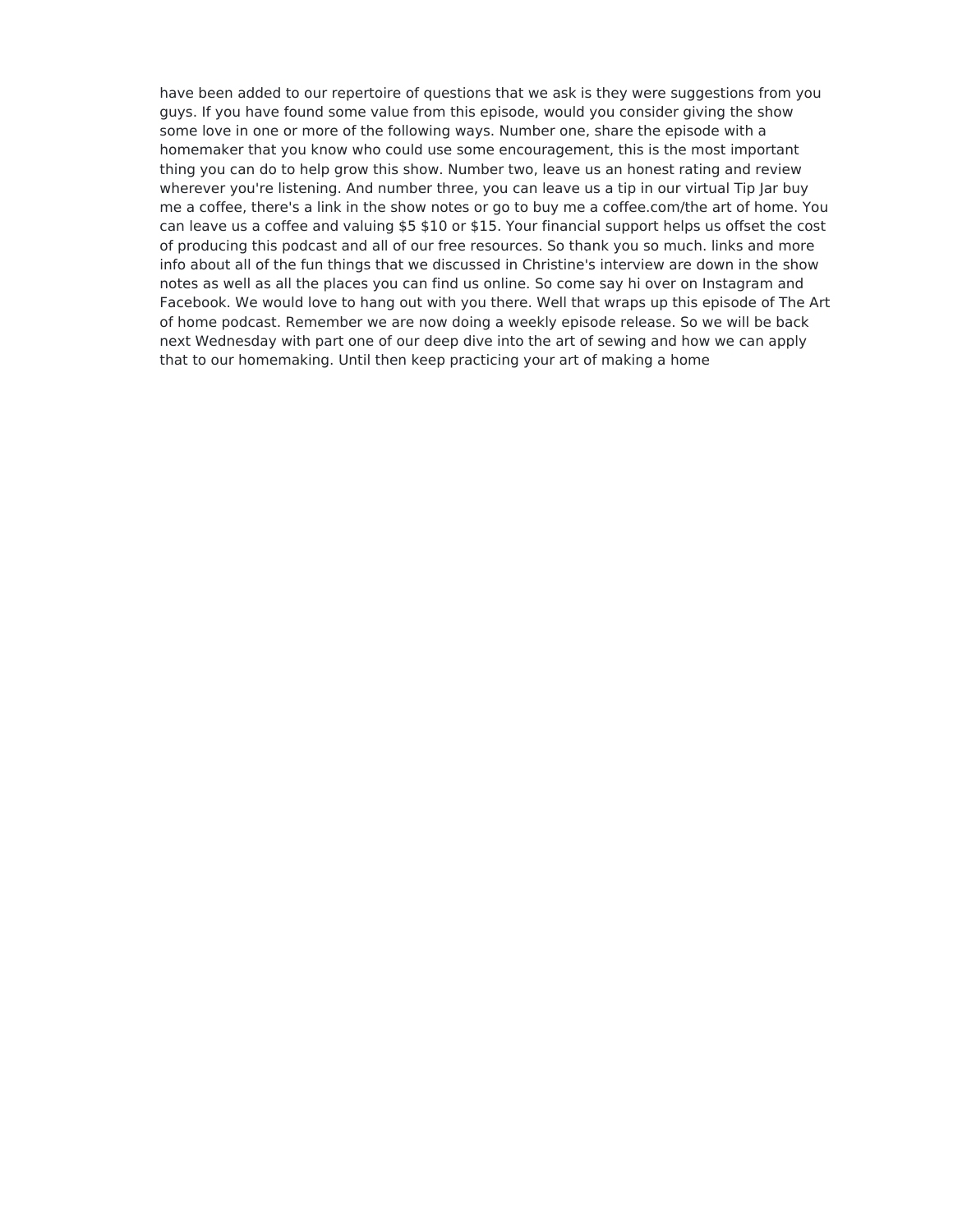have been added to our repertoire of questions that we ask is they were suggestions from you guys. If you have found some value from this episode, would you consider giving the show some love in one or more of the following ways. Number one, share the episode with a homemaker that you know who could use some encouragement, this is the most important thing you can do to help grow this show. Number two, leave us an honest rating and review wherever you're listening. And number three, you can leave us a tip in our virtual Tip Jar buy me a coffee, there's a link in the show notes or go to buy me a coffee.com/the art of home. You can leave us a coffee and valuing $5 $10 or $15. Your financial support helps us offset the cost of producing this podcast and all of our free resources. So thank you so much. links and more info about all of the fun things that we discussed in Christine's interview are down in the show notes as well as all the places you can find us online. So come say hi over on Instagram and Facebook. We would love to hang out with you there. Well that wraps up this episode of The Art of home podcast. Remember we are now doing a weekly episode release. So we will be back next Wednesday with part one of our deep dive into the art of sewing and how we can apply that to our homemaking. Until then keep practicing your art of making a home